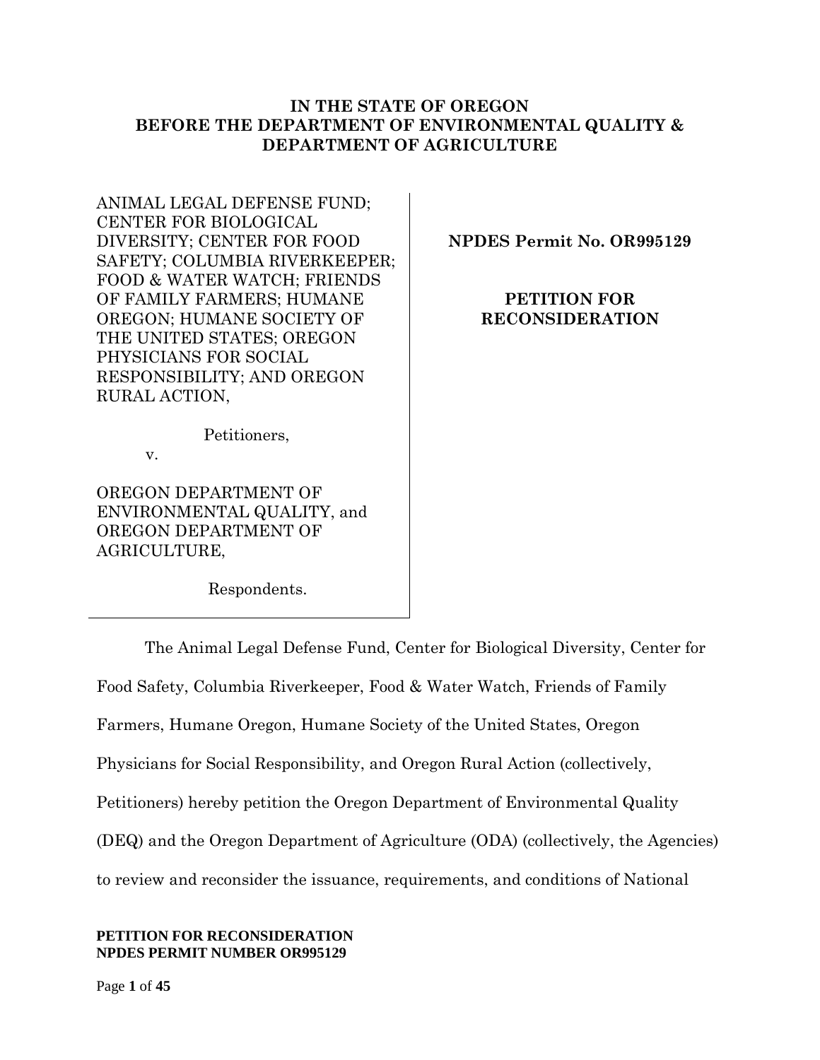**IN THE STATE OF OREGON**
**BEFORE THE DEPARTMENT OF ENVIRONMENTAL QUALITY & DEPARTMENT OF AGRICULTURE**

| | |
|---|---|
| ANIMAL LEGAL DEFENSE FUND; CENTER FOR BIOLOGICAL DIVERSITY; CENTER FOR FOOD SAFETY; COLUMBIA RIVERKEEPER; FOOD & WATER WATCH; FRIENDS OF FAMILY FARMERS; HUMANE OREGON; HUMANE SOCIETY OF THE UNITED STATES; OREGON PHYSICIANS FOR SOCIAL RESPONSIBILITY; AND OREGON RURAL ACTION,<br><br>Petitioners,<br><br>v.<br><br>OREGON DEPARTMENT OF ENVIRONMENTAL QUALITY, and OREGON DEPARTMENT OF AGRICULTURE,<br><br>Respondents. | **NPDES Permit No. OR995129**<br><br>**PETITION FOR RECONSIDERATION** |

The Animal Legal Defense Fund, Center for Biological Diversity, Center for Food Safety, Columbia Riverkeeper, Food & Water Watch, Friends of Family Farmers, Humane Oregon, Humane Society of the United States, Oregon Physicians for Social Responsibility, and Oregon Rural Action (collectively, Petitioners) hereby petition the Oregon Department of Environmental Quality (DEQ) and the Oregon Department of Agriculture (ODA) (collectively, the Agencies) to review and reconsider the issuance, requirements, and conditions of National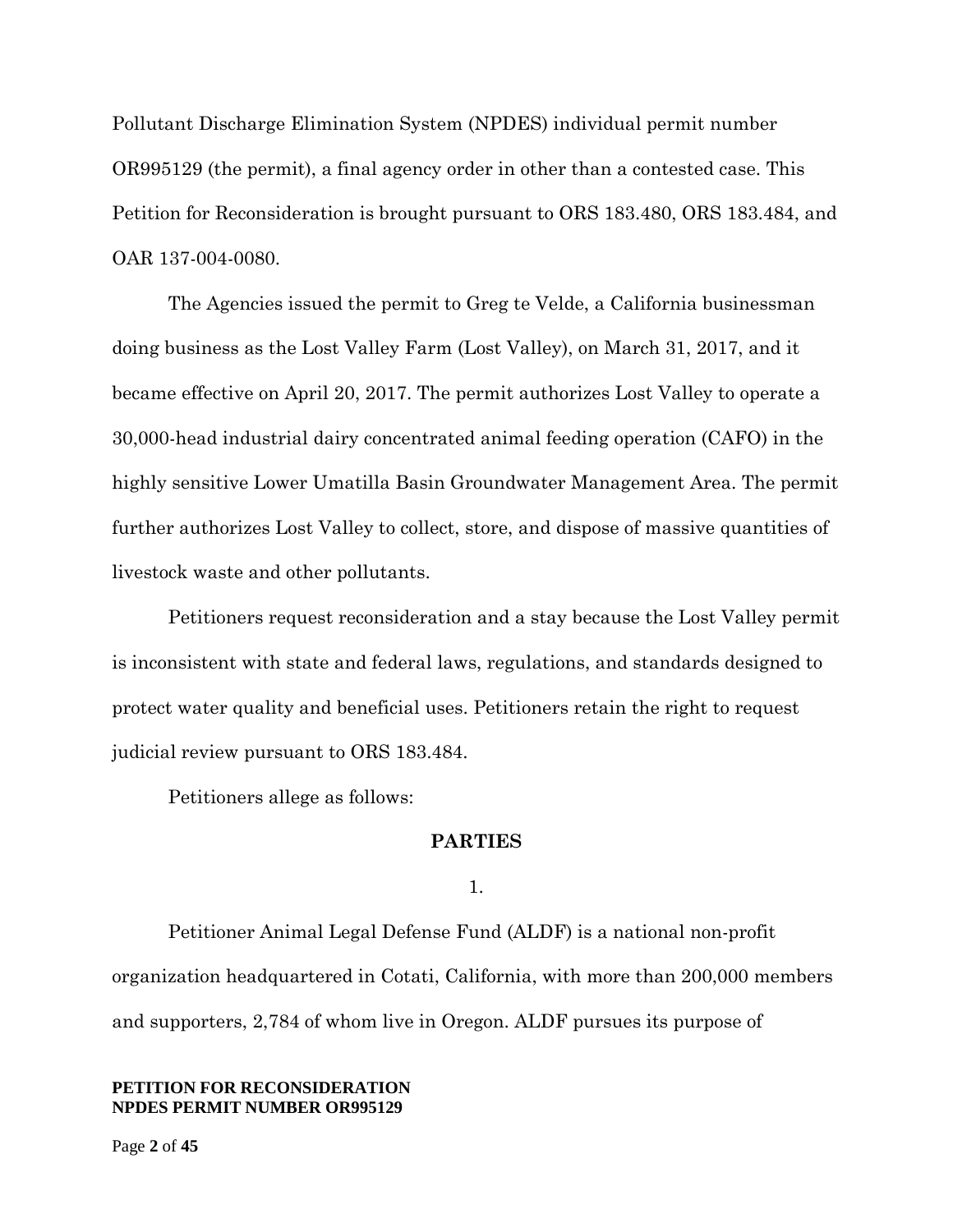Pollutant Discharge Elimination System (NPDES) individual permit number OR995129 (the permit), a final agency order in other than a contested case. This Petition for Reconsideration is brought pursuant to ORS 183.480, ORS 183.484, and OAR 137-004-0080.

The Agencies issued the permit to Greg te Velde, a California businessman doing business as the Lost Valley Farm (Lost Valley), on March 31, 2017, and it became effective on April 20, 2017. The permit authorizes Lost Valley to operate a 30,000-head industrial dairy concentrated animal feeding operation (CAFO) in the highly sensitive Lower Umatilla Basin Groundwater Management Area. The permit further authorizes Lost Valley to collect, store, and dispose of massive quantities of livestock waste and other pollutants.

Petitioners request reconsideration and a stay because the Lost Valley permit is inconsistent with state and federal laws, regulations, and standards designed to protect water quality and beneficial uses. Petitioners retain the right to request judicial review pursuant to ORS 183.484.

Petitioners allege as follows:

## PARTIES

1.

Petitioner Animal Legal Defense Fund (ALDF) is a national non-profit organization headquartered in Cotati, California, with more than 200,000 members and supporters, 2,784 of whom live in Oregon. ALDF pursues its purpose of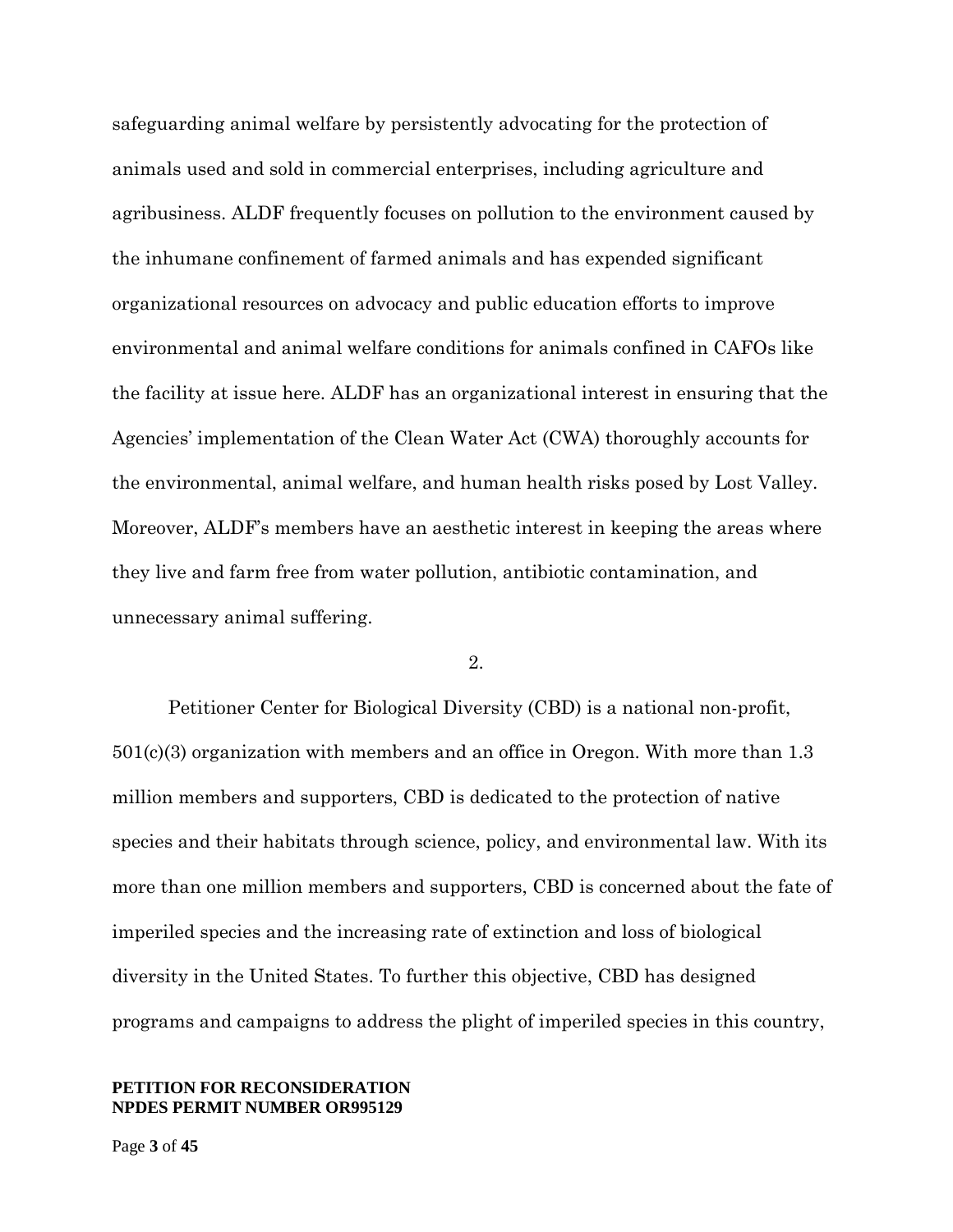safeguarding animal welfare by persistently advocating for the protection of animals used and sold in commercial enterprises, including agriculture and agribusiness. ALDF frequently focuses on pollution to the environment caused by the inhumane confinement of farmed animals and has expended significant organizational resources on advocacy and public education efforts to improve environmental and animal welfare conditions for animals confined in CAFOs like the facility at issue here. ALDF has an organizational interest in ensuring that the Agencies' implementation of the Clean Water Act (CWA) thoroughly accounts for the environmental, animal welfare, and human health risks posed by Lost Valley. Moreover, ALDF's members have an aesthetic interest in keeping the areas where they live and farm free from water pollution, antibiotic contamination, and unnecessary animal suffering.

2.

Petitioner Center for Biological Diversity (CBD) is a national non-profit, 501(c)(3) organization with members and an office in Oregon. With more than 1.3 million members and supporters, CBD is dedicated to the protection of native species and their habitats through science, policy, and environmental law. With its more than one million members and supporters, CBD is concerned about the fate of imperiled species and the increasing rate of extinction and loss of biological diversity in the United States. To further this objective, CBD has designed programs and campaigns to address the plight of imperiled species in this country,

**PETITION FOR RECONSIDERATION**
**NPDES PERMIT NUMBER OR995129**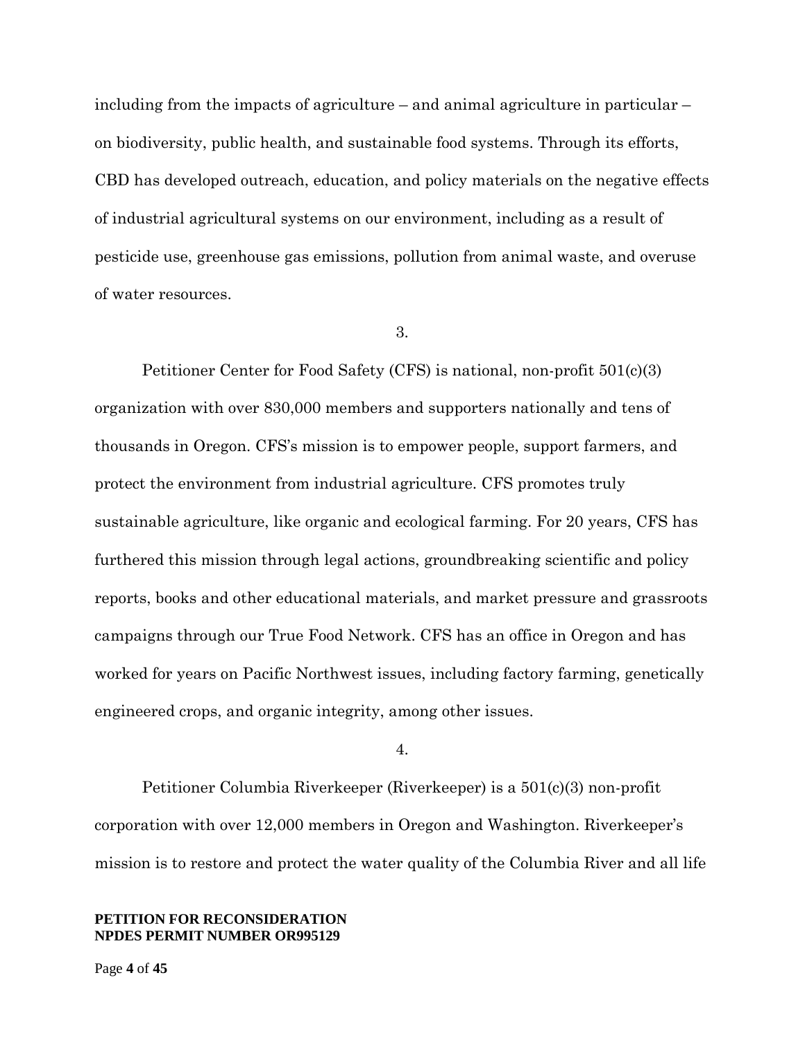including from the impacts of agriculture – and animal agriculture in particular – on biodiversity, public health, and sustainable food systems. Through its efforts, CBD has developed outreach, education, and policy materials on the negative effects of industrial agricultural systems on our environment, including as a result of pesticide use, greenhouse gas emissions, pollution from animal waste, and overuse of water resources.

3.

Petitioner Center for Food Safety (CFS) is national, non-profit 501(c)(3) organization with over 830,000 members and supporters nationally and tens of thousands in Oregon. CFS's mission is to empower people, support farmers, and protect the environment from industrial agriculture. CFS promotes truly sustainable agriculture, like organic and ecological farming. For 20 years, CFS has furthered this mission through legal actions, groundbreaking scientific and policy reports, books and other educational materials, and market pressure and grassroots campaigns through our True Food Network. CFS has an office in Oregon and has worked for years on Pacific Northwest issues, including factory farming, genetically engineered crops, and organic integrity, among other issues.

4.

Petitioner Columbia Riverkeeper (Riverkeeper) is a 501(c)(3) non-profit corporation with over 12,000 members in Oregon and Washington. Riverkeeper's mission is to restore and protect the water quality of the Columbia River and all life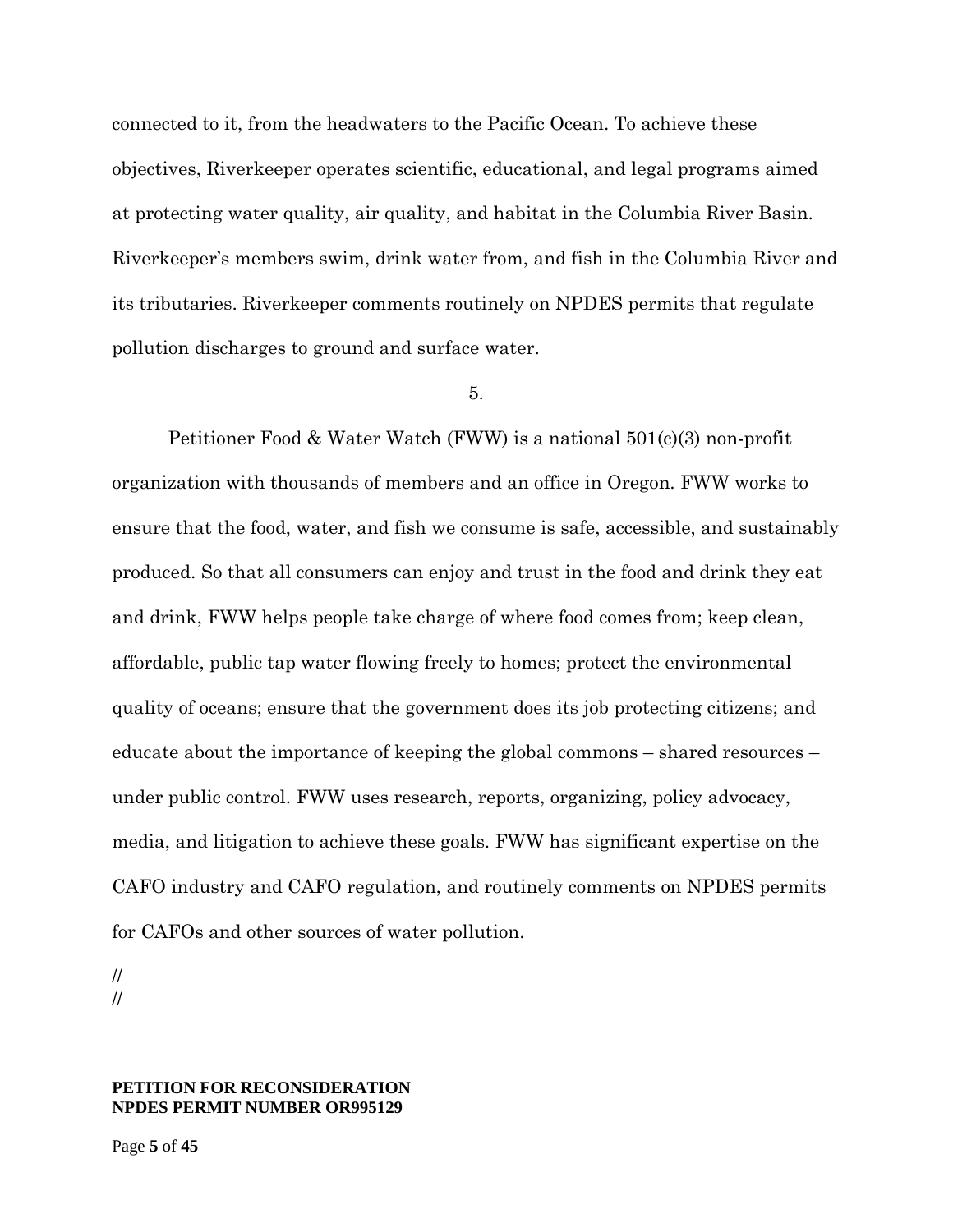connected to it, from the headwaters to the Pacific Ocean. To achieve these objectives, Riverkeeper operates scientific, educational, and legal programs aimed at protecting water quality, air quality, and habitat in the Columbia River Basin. Riverkeeper's members swim, drink water from, and fish in the Columbia River and its tributaries. Riverkeeper comments routinely on NPDES permits that regulate pollution discharges to ground and surface water.

5.

Petitioner Food & Water Watch (FWW) is a national 501(c)(3) non-profit organization with thousands of members and an office in Oregon. FWW works to ensure that the food, water, and fish we consume is safe, accessible, and sustainably produced. So that all consumers can enjoy and trust in the food and drink they eat and drink, FWW helps people take charge of where food comes from; keep clean, affordable, public tap water flowing freely to homes; protect the environmental quality of oceans; ensure that the government does its job protecting citizens; and educate about the importance of keeping the global commons – shared resources – under public control. FWW uses research, reports, organizing, policy advocacy, media, and litigation to achieve these goals. FWW has significant expertise on the CAFO industry and CAFO regulation, and routinely comments on NPDES permits for CAFOs and other sources of water pollution.

//
//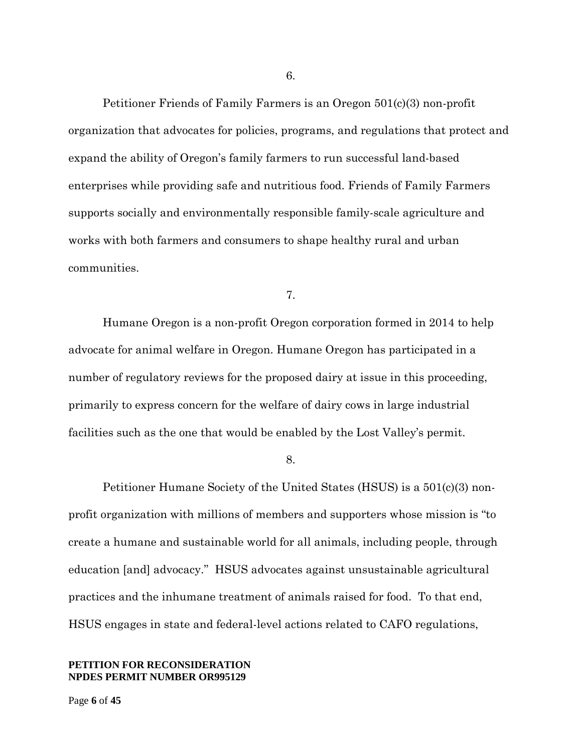6.

Petitioner Friends of Family Farmers is an Oregon 501(c)(3) non-profit organization that advocates for policies, programs, and regulations that protect and expand the ability of Oregon's family farmers to run successful land-based enterprises while providing safe and nutritious food. Friends of Family Farmers supports socially and environmentally responsible family-scale agriculture and works with both farmers and consumers to shape healthy rural and urban communities.

7.

Humane Oregon is a non-profit Oregon corporation formed in 2014 to help advocate for animal welfare in Oregon. Humane Oregon has participated in a number of regulatory reviews for the proposed dairy at issue in this proceeding, primarily to express concern for the welfare of dairy cows in large industrial facilities such as the one that would be enabled by the Lost Valley's permit.

8.

Petitioner Humane Society of the United States (HSUS) is a 501(c)(3) non-profit organization with millions of members and supporters whose mission is "to create a humane and sustainable world for all animals, including people, through education [and] advocacy." HSUS advocates against unsustainable agricultural practices and the inhumane treatment of animals raised for food. To that end, HSUS engages in state and federal-level actions related to CAFO regulations,

**PETITION FOR RECONSIDERATION**
**NPDES PERMIT NUMBER OR995129**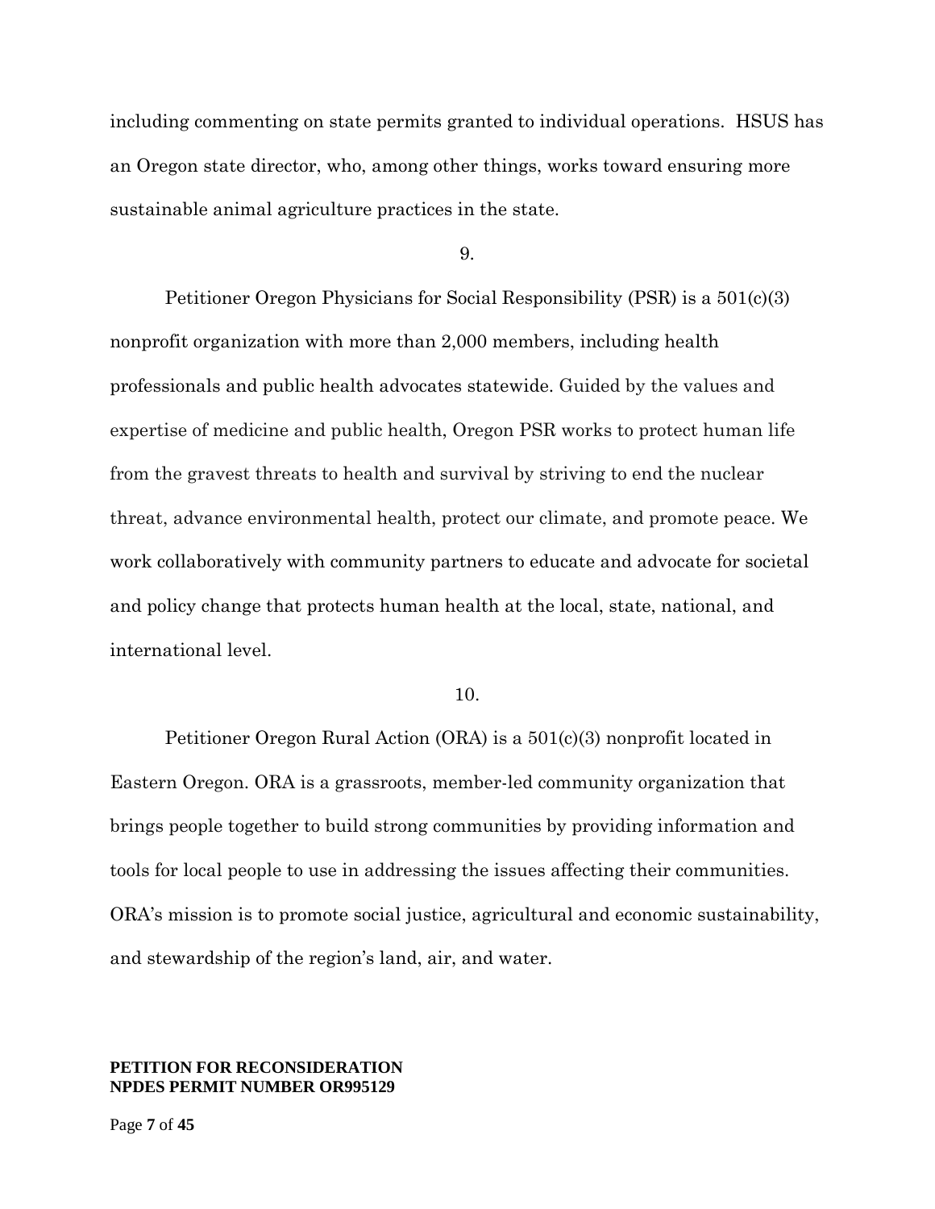including commenting on state permits granted to individual operations. HSUS has an Oregon state director, who, among other things, works toward ensuring more sustainable animal agriculture practices in the state.

9.

Petitioner Oregon Physicians for Social Responsibility (PSR) is a 501(c)(3) nonprofit organization with more than 2,000 members, including health professionals and public health advocates statewide. Guided by the values and expertise of medicine and public health, Oregon PSR works to protect human life from the gravest threats to health and survival by striving to end the nuclear threat, advance environmental health, protect our climate, and promote peace. We work collaboratively with community partners to educate and advocate for societal and policy change that protects human health at the local, state, national, and international level.

10.

Petitioner Oregon Rural Action (ORA) is a 501(c)(3) nonprofit located in Eastern Oregon. ORA is a grassroots, member-led community organization that brings people together to build strong communities by providing information and tools for local people to use in addressing the issues affecting their communities. ORA's mission is to promote social justice, agricultural and economic sustainability, and stewardship of the region's land, air, and water.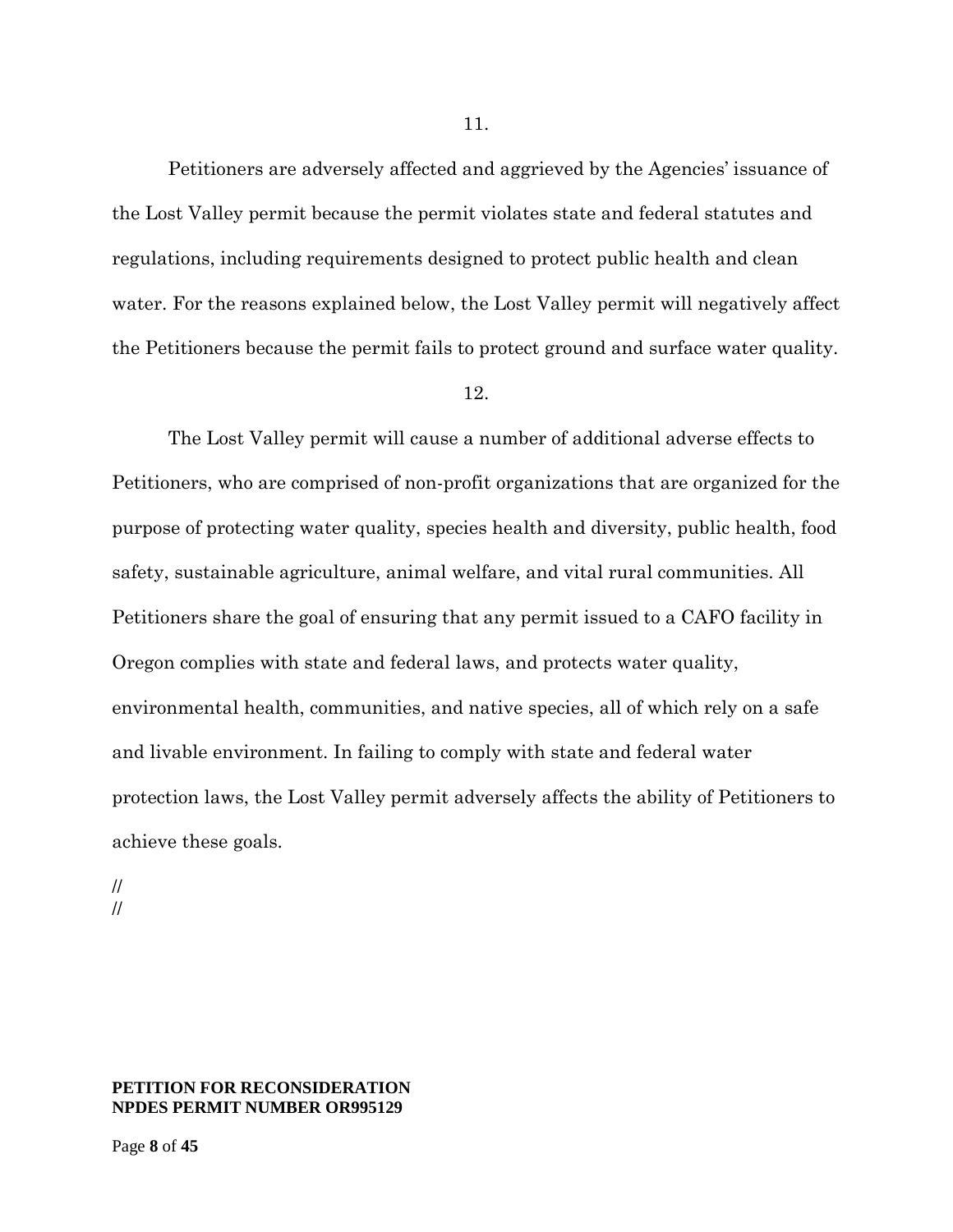11.

Petitioners are adversely affected and aggrieved by the Agencies' issuance of the Lost Valley permit because the permit violates state and federal statutes and regulations, including requirements designed to protect public health and clean water. For the reasons explained below, the Lost Valley permit will negatively affect the Petitioners because the permit fails to protect ground and surface water quality.

12.

The Lost Valley permit will cause a number of additional adverse effects to Petitioners, who are comprised of non-profit organizations that are organized for the purpose of protecting water quality, species health and diversity, public health, food safety, sustainable agriculture, animal welfare, and vital rural communities. All Petitioners share the goal of ensuring that any permit issued to a CAFO facility in Oregon complies with state and federal laws, and protects water quality, environmental health, communities, and native species, all of which rely on a safe and livable environment. In failing to comply with state and federal water protection laws, the Lost Valley permit adversely affects the ability of Petitioners to achieve these goals.

//
//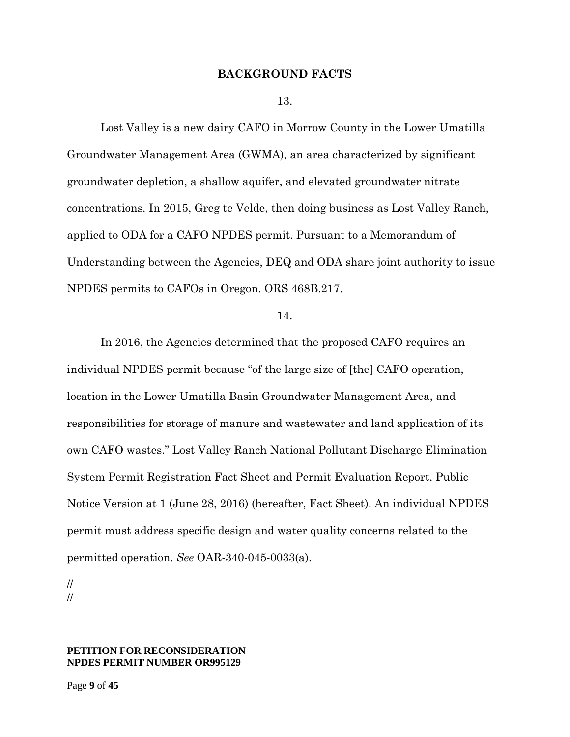## BACKGROUND FACTS

13.

Lost Valley is a new dairy CAFO in Morrow County in the Lower Umatilla Groundwater Management Area (GWMA), an area characterized by significant groundwater depletion, a shallow aquifer, and elevated groundwater nitrate concentrations. In 2015, Greg te Velde, then doing business as Lost Valley Ranch, applied to ODA for a CAFO NPDES permit. Pursuant to a Memorandum of Understanding between the Agencies, DEQ and ODA share joint authority to issue NPDES permits to CAFOs in Oregon. ORS 468B.217.

14.

In 2016, the Agencies determined that the proposed CAFO requires an individual NPDES permit because "of the large size of [the] CAFO operation, location in the Lower Umatilla Basin Groundwater Management Area, and responsibilities for storage of manure and wastewater and land application of its own CAFO wastes." Lost Valley Ranch National Pollutant Discharge Elimination System Permit Registration Fact Sheet and Permit Evaluation Report, Public Notice Version at 1 (June 28, 2016) (hereafter, Fact Sheet). An individual NPDES permit must address specific design and water quality concerns related to the permitted operation. *See* OAR-340-045-0033(a).

//
//

**PETITION FOR RECONSIDERATION**
**NPDES PERMIT NUMBER OR995129**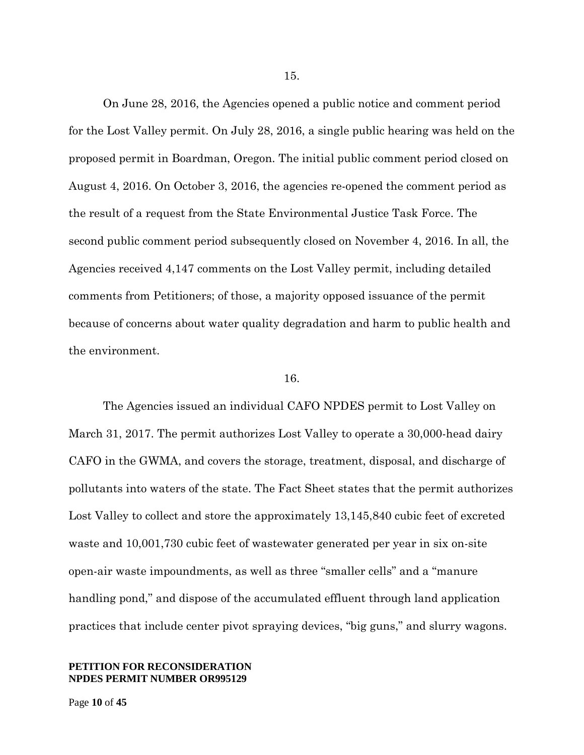15.

On June 28, 2016, the Agencies opened a public notice and comment period for the Lost Valley permit. On July 28, 2016, a single public hearing was held on the proposed permit in Boardman, Oregon. The initial public comment period closed on August 4, 2016. On October 3, 2016, the agencies re-opened the comment period as the result of a request from the State Environmental Justice Task Force. The second public comment period subsequently closed on November 4, 2016. In all, the Agencies received 4,147 comments on the Lost Valley permit, including detailed comments from Petitioners; of those, a majority opposed issuance of the permit because of concerns about water quality degradation and harm to public health and the environment.

16.

The Agencies issued an individual CAFO NPDES permit to Lost Valley on March 31, 2017. The permit authorizes Lost Valley to operate a 30,000-head dairy CAFO in the GWMA, and covers the storage, treatment, disposal, and discharge of pollutants into waters of the state. The Fact Sheet states that the permit authorizes Lost Valley to collect and store the approximately 13,145,840 cubic feet of excreted waste and 10,001,730 cubic feet of wastewater generated per year in six on-site open-air waste impoundments, as well as three "smaller cells" and a "manure handling pond," and dispose of the accumulated effluent through land application practices that include center pivot spraying devices, "big guns," and slurry wagons.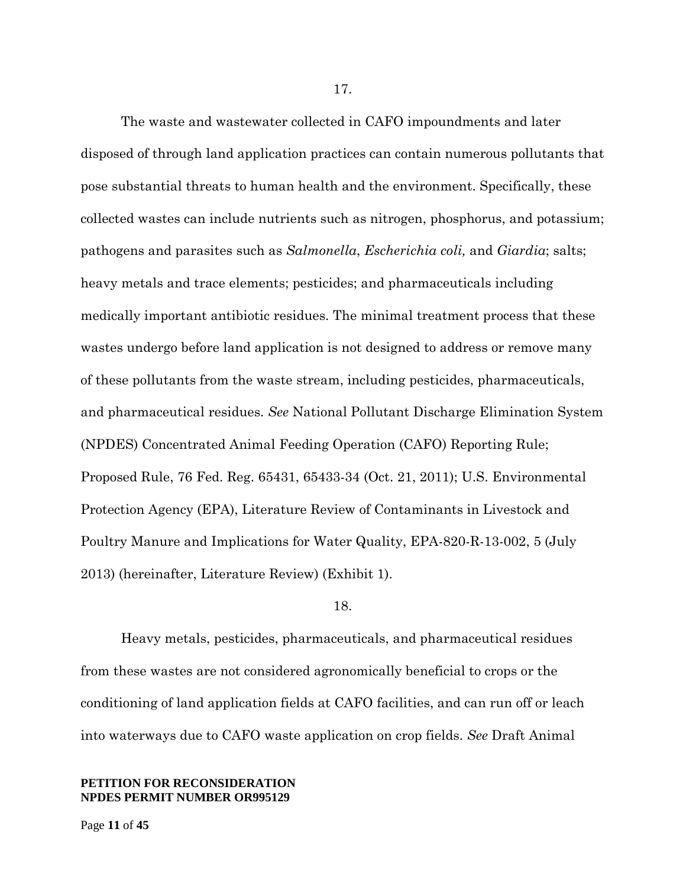17.

The waste and wastewater collected in CAFO impoundments and later disposed of through land application practices can contain numerous pollutants that pose substantial threats to human health and the environment. Specifically, these collected wastes can include nutrients such as nitrogen, phosphorus, and potassium; pathogens and parasites such as *Salmonella*, *Escherichia coli,* and *Giardia*; salts; heavy metals and trace elements; pesticides; and pharmaceuticals including medically important antibiotic residues. The minimal treatment process that these wastes undergo before land application is not designed to address or remove many of these pollutants from the waste stream, including pesticides, pharmaceuticals, and pharmaceutical residues. *See* National Pollutant Discharge Elimination System (NPDES) Concentrated Animal Feeding Operation (CAFO) Reporting Rule; Proposed Rule, 76 Fed. Reg. 65431, 65433-34 (Oct. 21, 2011); U.S. Environmental Protection Agency (EPA), Literature Review of Contaminants in Livestock and Poultry Manure and Implications for Water Quality, EPA-820-R-13-002, 5 (July 2013) (hereinafter, Literature Review) (Exhibit 1).

18.

Heavy metals, pesticides, pharmaceuticals, and pharmaceutical residues from these wastes are not considered agronomically beneficial to crops or the conditioning of land application fields at CAFO facilities, and can run off or leach into waterways due to CAFO waste application on crop fields. *See* Draft Animal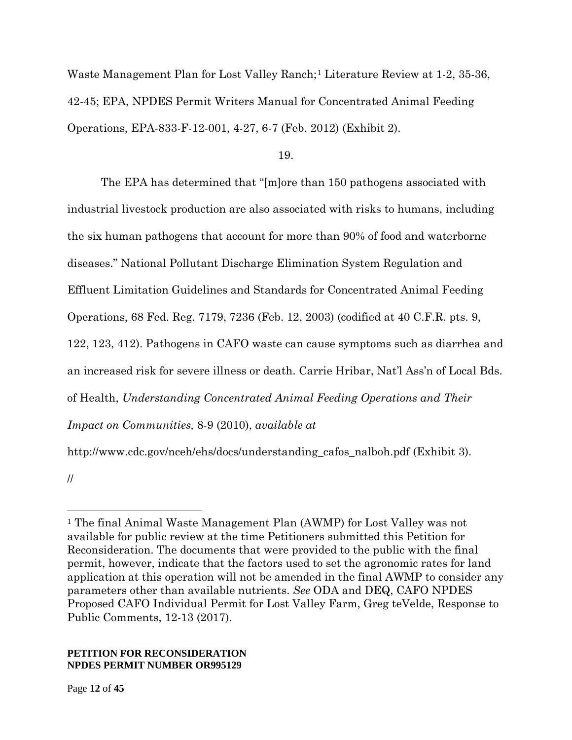Waste Management Plan for Lost Valley Ranch;[1] Literature Review at 1-2, 35-36, 42-45; EPA, NPDES Permit Writers Manual for Concentrated Animal Feeding Operations, EPA-833-F-12-001, 4-27, 6-7 (Feb. 2012) (Exhibit 2).

19.

The EPA has determined that "[m]ore than 150 pathogens associated with industrial livestock production are also associated with risks to humans, including the six human pathogens that account for more than 90% of food and waterborne diseases." National Pollutant Discharge Elimination System Regulation and Effluent Limitation Guidelines and Standards for Concentrated Animal Feeding Operations, 68 Fed. Reg. 7179, 7236 (Feb. 12, 2003) (codified at 40 C.F.R. pts. 9, 122, 123, 412). Pathogens in CAFO waste can cause symptoms such as diarrhea and an increased risk for severe illness or death. Carrie Hribar, Nat'l Ass'n of Local Bds. of Health, *Understanding Concentrated Animal Feeding Operations and Their Impact on Communities,* 8-9 (2010), *available at* http://www.cdc.gov/nceh/ehs/docs/understanding_cafos_nalboh.pdf (Exhibit 3).

//

---

[1] The final Animal Waste Management Plan (AWMP) for Lost Valley was not available for public review at the time Petitioners submitted this Petition for Reconsideration. The documents that were provided to the public with the final permit, however, indicate that the factors used to set the agronomic rates for land application at this operation will not be amended in the final AWMP to consider any parameters other than available nutrients. *See* ODA and DEQ, CAFO NPDES Proposed CAFO Individual Permit for Lost Valley Farm, Greg teVelde, Response to Public Comments, 12-13 (2017).

**PETITION FOR RECONSIDERATION**
**NPDES PERMIT NUMBER OR995129**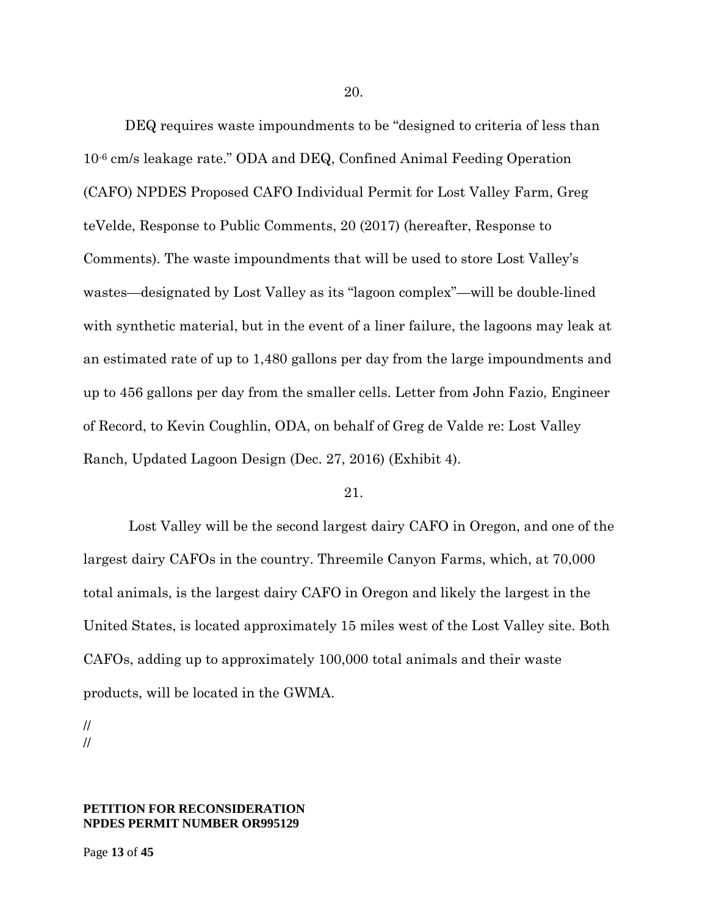20.

DEQ requires waste impoundments to be "designed to criteria of less than $10^{-6}$ cm/s leakage rate." ODA and DEQ, Confined Animal Feeding Operation (CAFO) NPDES Proposed CAFO Individual Permit for Lost Valley Farm, Greg teVelde, Response to Public Comments, 20 (2017) (hereafter, Response to Comments). The waste impoundments that will be used to store Lost Valley's wastes—designated by Lost Valley as its "lagoon complex"—will be double-lined with synthetic material, but in the event of a liner failure, the lagoons may leak at an estimated rate of up to 1,480 gallons per day from the large impoundments and up to 456 gallons per day from the smaller cells. Letter from John Fazio, Engineer of Record, to Kevin Coughlin, ODA, on behalf of Greg de Valde re: Lost Valley Ranch, Updated Lagoon Design (Dec. 27, 2016) (Exhibit 4).

21.

Lost Valley will be the second largest dairy CAFO in Oregon, and one of the largest dairy CAFOs in the country. Threemile Canyon Farms, which, at 70,000 total animals, is the largest dairy CAFO in Oregon and likely the largest in the United States, is located approximately 15 miles west of the Lost Valley site. Both CAFOs, adding up to approximately 100,000 total animals and their waste products, will be located in the GWMA.

//
//

**PETITION FOR RECONSIDERATION**
**NPDES PERMIT NUMBER OR995129**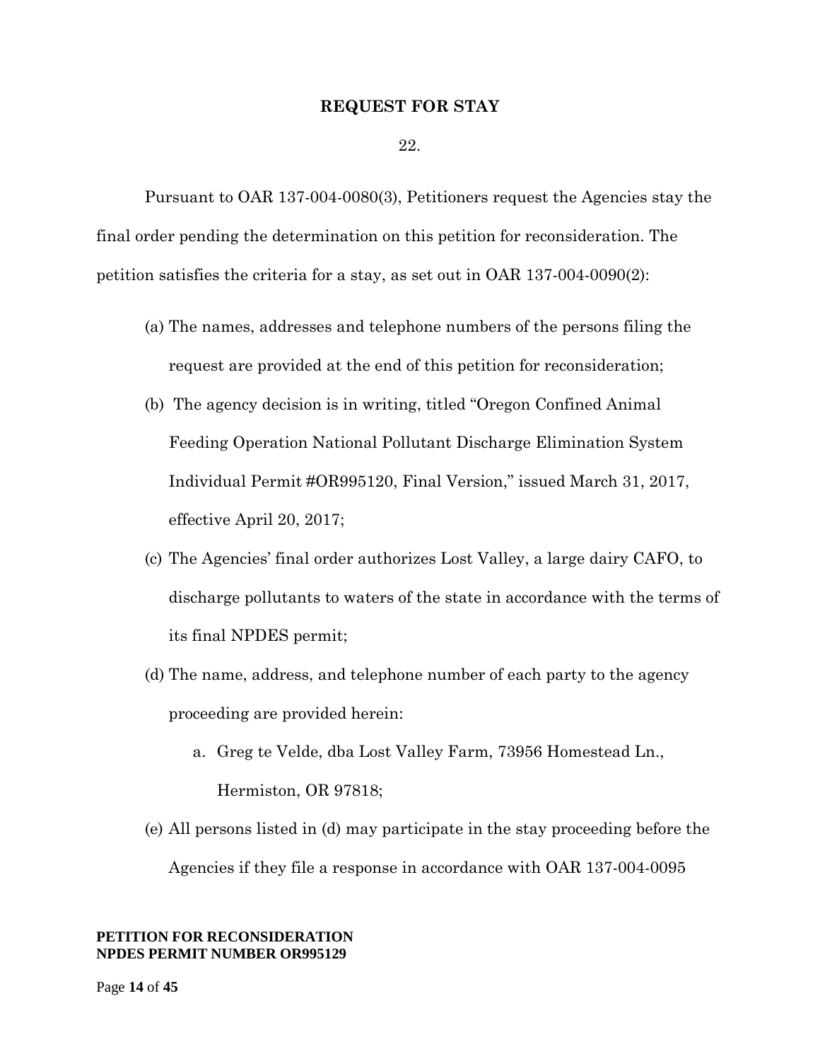## REQUEST FOR STAY

22.

Pursuant to OAR 137-004-0080(3), Petitioners request the Agencies stay the final order pending the determination on this petition for reconsideration. The petition satisfies the criteria for a stay, as set out in OAR 137-004-0090(2):

(a) The names, addresses and telephone numbers of the persons filing the request are provided at the end of this petition for reconsideration;

(b) The agency decision is in writing, titled "Oregon Confined Animal Feeding Operation National Pollutant Discharge Elimination System Individual Permit #OR995120, Final Version," issued March 31, 2017, effective April 20, 2017;

(c) The Agencies' final order authorizes Lost Valley, a large dairy CAFO, to discharge pollutants to waters of the state in accordance with the terms of its final NPDES permit;

(d) The name, address, and telephone number of each party to the agency proceeding are provided herein:

  a. Greg te Velde, dba Lost Valley Farm, 73956 Homestead Ln., Hermiston, OR 97818;

(e) All persons listed in (d) may participate in the stay proceeding before the Agencies if they file a response in accordance with OAR 137-004-0095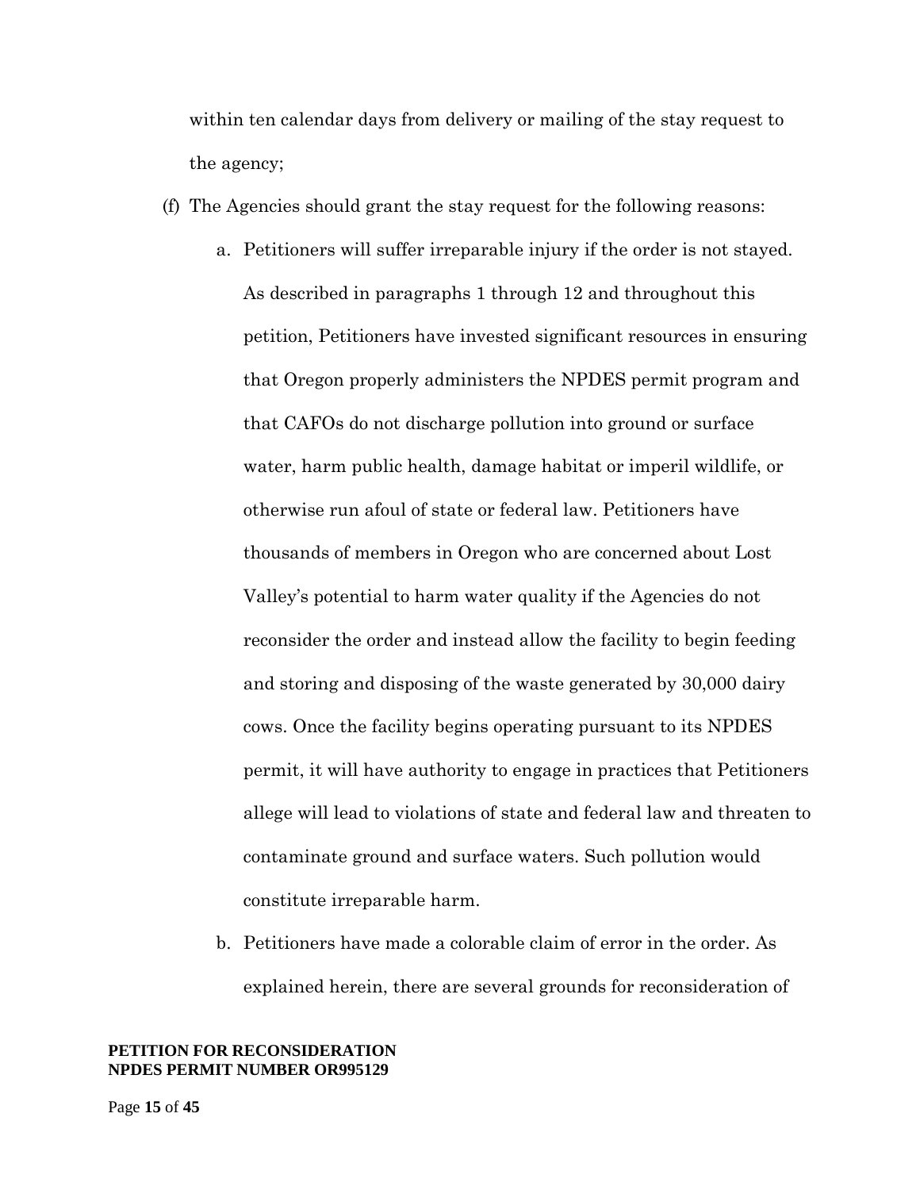within ten calendar days from delivery or mailing of the stay request to the agency;

(f) The Agencies should grant the stay request for the following reasons:

  a. Petitioners will suffer irreparable injury if the order is not stayed. As described in paragraphs 1 through 12 and throughout this petition, Petitioners have invested significant resources in ensuring that Oregon properly administers the NPDES permit program and that CAFOs do not discharge pollution into ground or surface water, harm public health, damage habitat or imperil wildlife, or otherwise run afoul of state or federal law. Petitioners have thousands of members in Oregon who are concerned about Lost Valley's potential to harm water quality if the Agencies do not reconsider the order and instead allow the facility to begin feeding and storing and disposing of the waste generated by 30,000 dairy cows. Once the facility begins operating pursuant to its NPDES permit, it will have authority to engage in practices that Petitioners allege will lead to violations of state and federal law and threaten to contaminate ground and surface waters. Such pollution would constitute irreparable harm.

  b. Petitioners have made a colorable claim of error in the order. As explained herein, there are several grounds for reconsideration of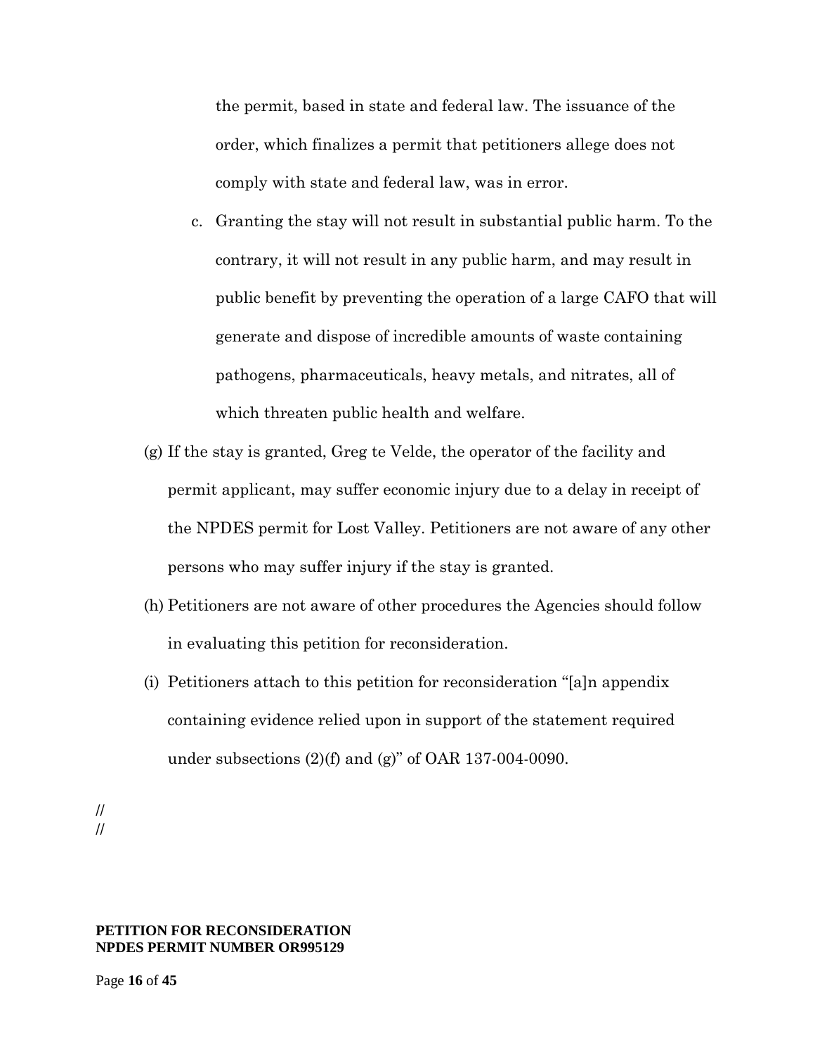the permit, based in state and federal law. The issuance of the order, which finalizes a permit that petitioners allege does not comply with state and federal law, was in error.

c. Granting the stay will not result in substantial public harm. To the contrary, it will not result in any public harm, and may result in public benefit by preventing the operation of a large CAFO that will generate and dispose of incredible amounts of waste containing pathogens, pharmaceuticals, heavy metals, and nitrates, all of which threaten public health and welfare.

(g) If the stay is granted, Greg te Velde, the operator of the facility and permit applicant, may suffer economic injury due to a delay in receipt of the NPDES permit for Lost Valley. Petitioners are not aware of any other persons who may suffer injury if the stay is granted.

(h) Petitioners are not aware of other procedures the Agencies should follow in evaluating this petition for reconsideration.

(i) Petitioners attach to this petition for reconsideration "[a]n appendix containing evidence relied upon in support of the statement required under subsections (2)(f) and (g)" of OAR 137-004-0090.

//
//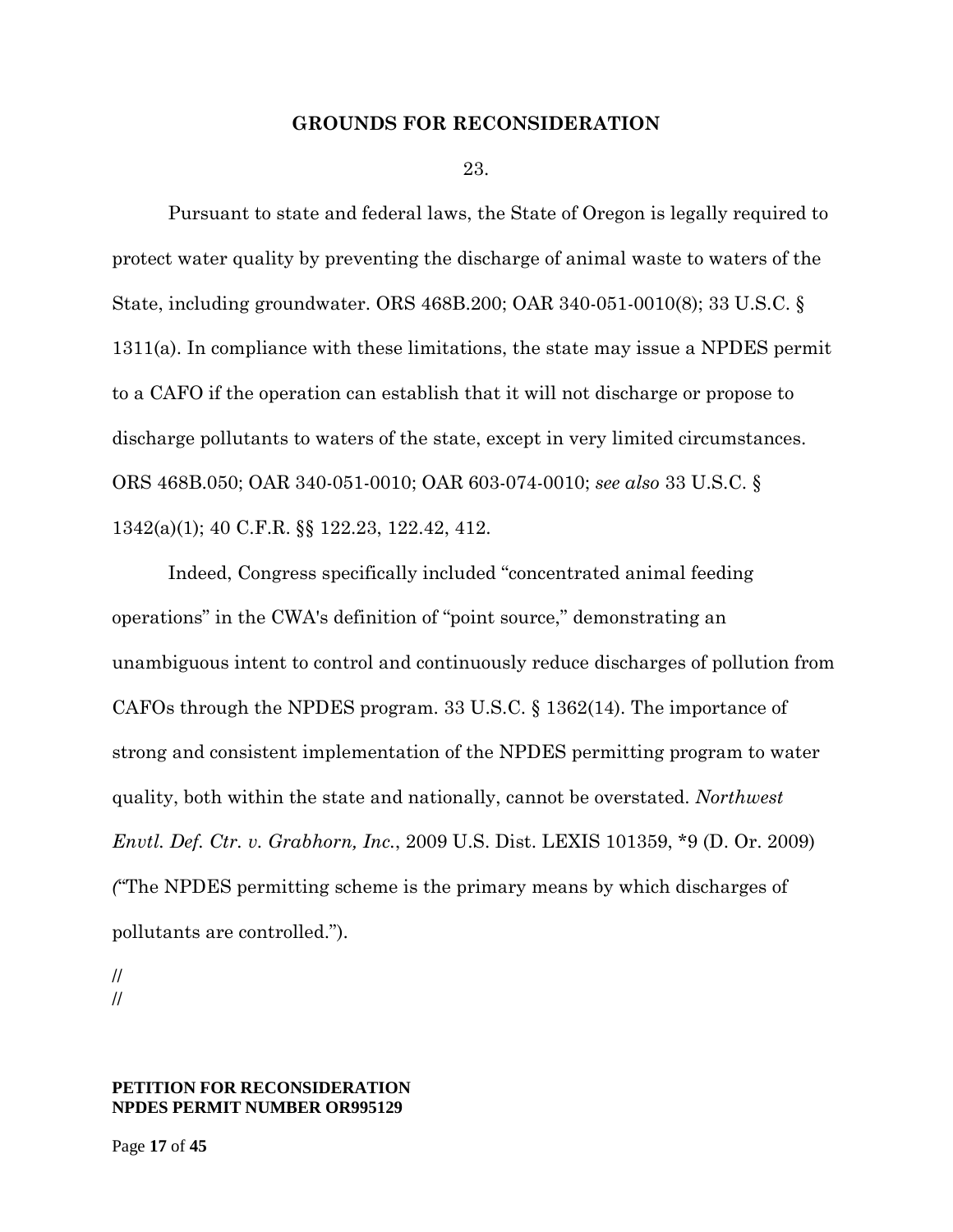## GROUNDS FOR RECONSIDERATION

23.

Pursuant to state and federal laws, the State of Oregon is legally required to protect water quality by preventing the discharge of animal waste to waters of the State, including groundwater. ORS 468B.200; OAR 340-051-0010(8); 33 U.S.C. § 1311(a). In compliance with these limitations, the state may issue a NPDES permit to a CAFO if the operation can establish that it will not discharge or propose to discharge pollutants to waters of the state, except in very limited circumstances. ORS 468B.050; OAR 340-051-0010; OAR 603-074-0010; *see also* 33 U.S.C. § 1342(a)(1); 40 C.F.R. §§ 122.23, 122.42, 412.

Indeed, Congress specifically included "concentrated animal feeding operations" in the CWA's definition of "point source," demonstrating an unambiguous intent to control and continuously reduce discharges of pollution from CAFOs through the NPDES program. 33 U.S.C. § 1362(14). The importance of strong and consistent implementation of the NPDES permitting program to water quality, both within the state and nationally, cannot be overstated. *Northwest Envtl. Def. Ctr. v. Grabhorn, Inc.*, 2009 U.S. Dist. LEXIS 101359, *9 (D. Or. 2009) ("The NPDES permitting scheme is the primary means by which discharges of pollutants are controlled.").

//
//

**PETITION FOR RECONSIDERATION**
**NPDES PERMIT NUMBER OR995129**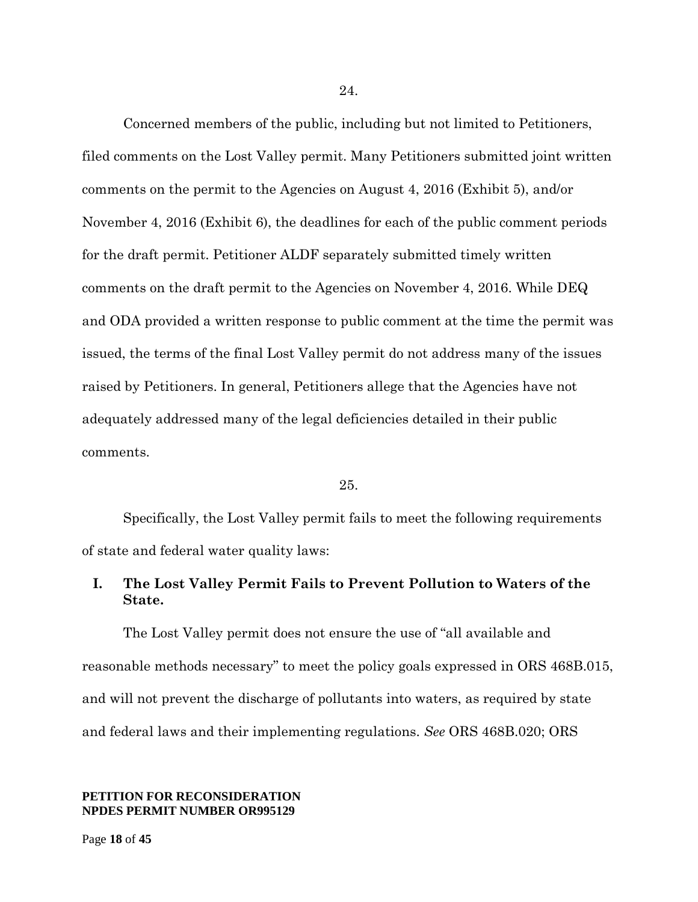24.

Concerned members of the public, including but not limited to Petitioners, filed comments on the Lost Valley permit. Many Petitioners submitted joint written comments on the permit to the Agencies on August 4, 2016 (Exhibit 5), and/or November 4, 2016 (Exhibit 6), the deadlines for each of the public comment periods for the draft permit. Petitioner ALDF separately submitted timely written comments on the draft permit to the Agencies on November 4, 2016. While DEQ and ODA provided a written response to public comment at the time the permit was issued, the terms of the final Lost Valley permit do not address many of the issues raised by Petitioners. In general, Petitioners allege that the Agencies have not adequately addressed many of the legal deficiencies detailed in their public comments.

25.

Specifically, the Lost Valley permit fails to meet the following requirements of state and federal water quality laws:

## I. The Lost Valley Permit Fails to Prevent Pollution to Waters of the State.

The Lost Valley permit does not ensure the use of "all available and reasonable methods necessary" to meet the policy goals expressed in ORS 468B.015, and will not prevent the discharge of pollutants into waters, as required by state and federal laws and their implementing regulations. *See* ORS 468B.020; ORS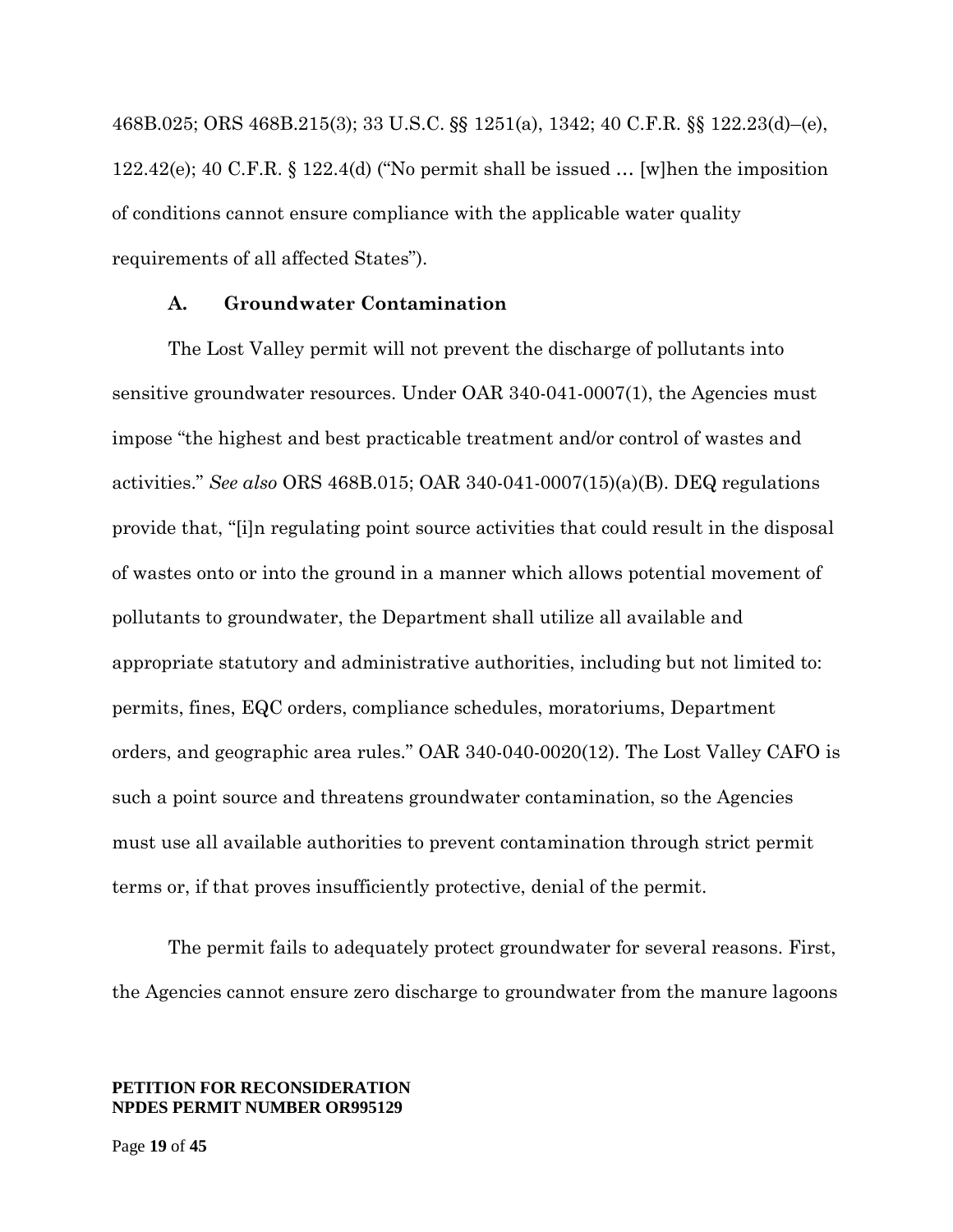468B.025; ORS 468B.215(3); 33 U.S.C. §§ 1251(a), 1342; 40 C.F.R. §§ 122.23(d)–(e), 122.42(e); 40 C.F.R. § 122.4(d) ("No permit shall be issued … [w]hen the imposition of conditions cannot ensure compliance with the applicable water quality requirements of all affected States").

### A. Groundwater Contamination

The Lost Valley permit will not prevent the discharge of pollutants into sensitive groundwater resources. Under OAR 340-041-0007(1), the Agencies must impose "the highest and best practicable treatment and/or control of wastes and activities." *See also* ORS 468B.015; OAR 340-041-0007(15)(a)(B). DEQ regulations provide that, "[i]n regulating point source activities that could result in the disposal of wastes onto or into the ground in a manner which allows potential movement of pollutants to groundwater, the Department shall utilize all available and appropriate statutory and administrative authorities, including but not limited to: permits, fines, EQC orders, compliance schedules, moratoriums, Department orders, and geographic area rules." OAR 340-040-0020(12). The Lost Valley CAFO is such a point source and threatens groundwater contamination, so the Agencies must use all available authorities to prevent contamination through strict permit terms or, if that proves insufficiently protective, denial of the permit.

The permit fails to adequately protect groundwater for several reasons. First, the Agencies cannot ensure zero discharge to groundwater from the manure lagoons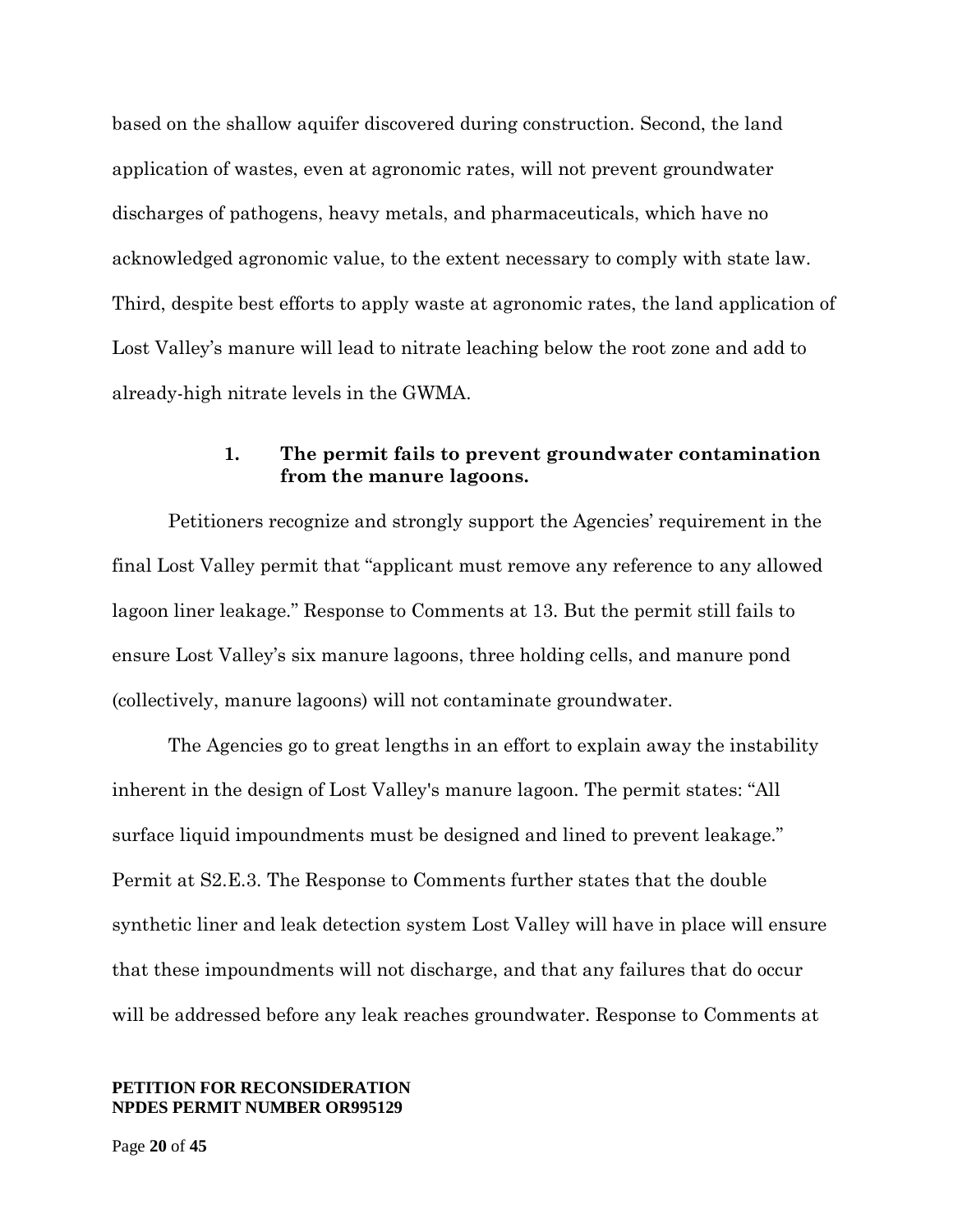based on the shallow aquifer discovered during construction. Second, the land application of wastes, even at agronomic rates, will not prevent groundwater discharges of pathogens, heavy metals, and pharmaceuticals, which have no acknowledged agronomic value, to the extent necessary to comply with state law. Third, despite best efforts to apply waste at agronomic rates, the land application of Lost Valley's manure will lead to nitrate leaching below the root zone and add to already-high nitrate levels in the GWMA.

#### 1. The permit fails to prevent groundwater contamination from the manure lagoons.

Petitioners recognize and strongly support the Agencies' requirement in the final Lost Valley permit that "applicant must remove any reference to any allowed lagoon liner leakage." Response to Comments at 13. But the permit still fails to ensure Lost Valley's six manure lagoons, three holding cells, and manure pond (collectively, manure lagoons) will not contaminate groundwater.

The Agencies go to great lengths in an effort to explain away the instability inherent in the design of Lost Valley's manure lagoon. The permit states: "All surface liquid impoundments must be designed and lined to prevent leakage." Permit at S2.E.3. The Response to Comments further states that the double synthetic liner and leak detection system Lost Valley will have in place will ensure that these impoundments will not discharge, and that any failures that do occur will be addressed before any leak reaches groundwater. Response to Comments at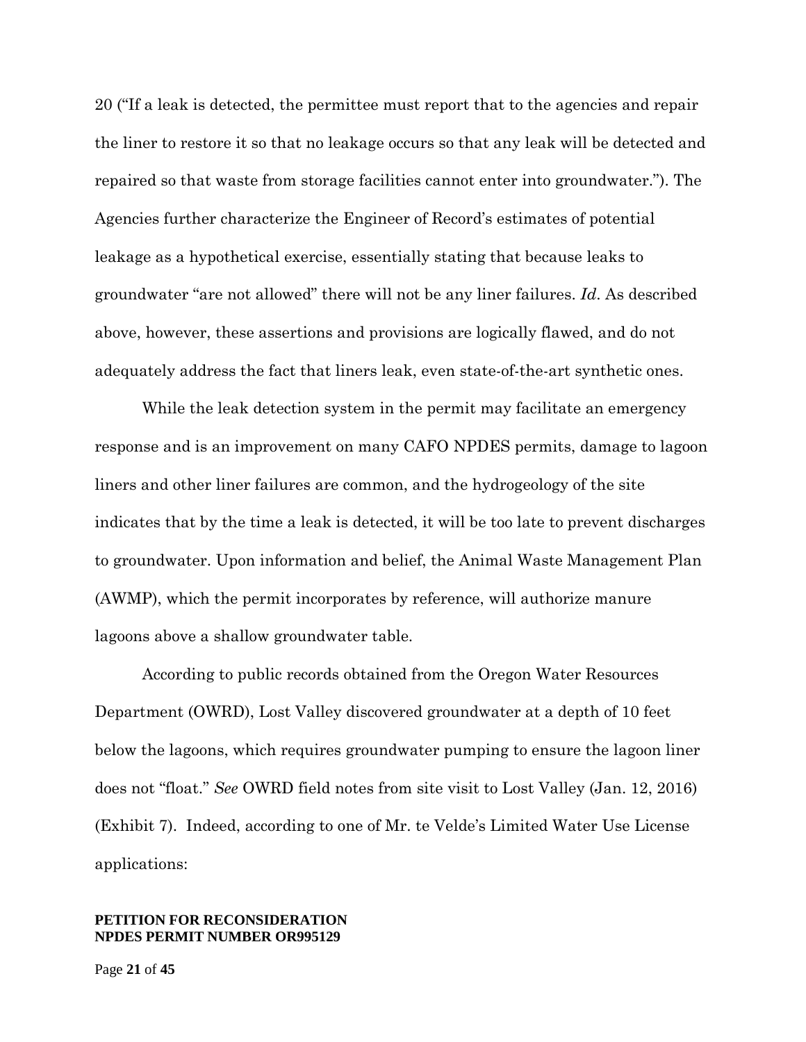20 ("If a leak is detected, the permittee must report that to the agencies and repair the liner to restore it so that no leakage occurs so that any leak will be detected and repaired so that waste from storage facilities cannot enter into groundwater."). The Agencies further characterize the Engineer of Record's estimates of potential leakage as a hypothetical exercise, essentially stating that because leaks to groundwater "are not allowed" there will not be any liner failures. *Id*. As described above, however, these assertions and provisions are logically flawed, and do not adequately address the fact that liners leak, even state-of-the-art synthetic ones.

While the leak detection system in the permit may facilitate an emergency response and is an improvement on many CAFO NPDES permits, damage to lagoon liners and other liner failures are common, and the hydrogeology of the site indicates that by the time a leak is detected, it will be too late to prevent discharges to groundwater. Upon information and belief, the Animal Waste Management Plan (AWMP), which the permit incorporates by reference, will authorize manure lagoons above a shallow groundwater table.

According to public records obtained from the Oregon Water Resources Department (OWRD), Lost Valley discovered groundwater at a depth of 10 feet below the lagoons, which requires groundwater pumping to ensure the lagoon liner does not "float." *See* OWRD field notes from site visit to Lost Valley (Jan. 12, 2016) (Exhibit 7). Indeed, according to one of Mr. te Velde's Limited Water Use License applications: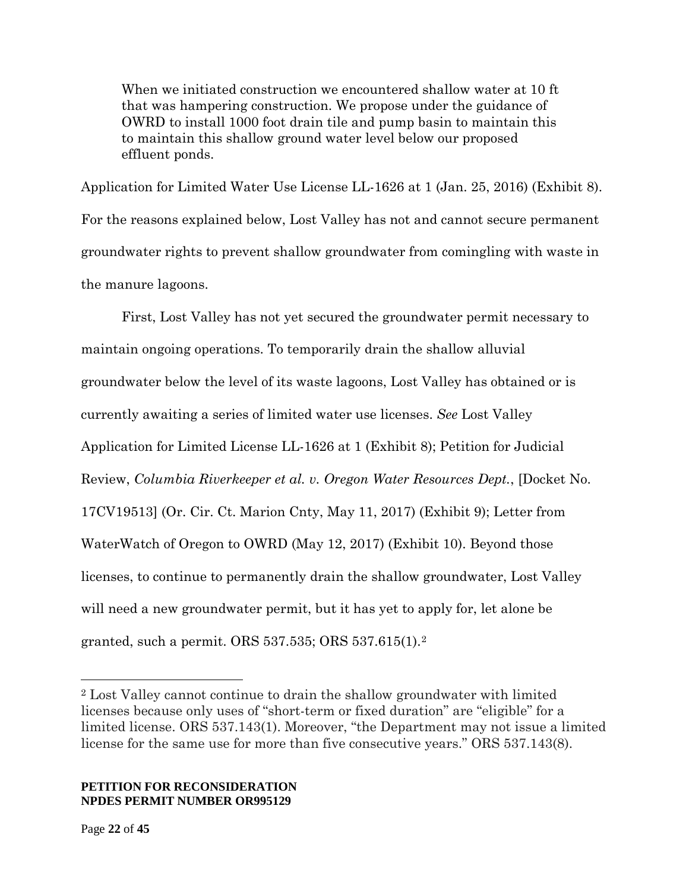> When we initiated construction we encountered shallow water at 10 ft that was hampering construction. We propose under the guidance of OWRD to install 1000 foot drain tile and pump basin to maintain this to maintain this shallow ground water level below our proposed effluent ponds.

Application for Limited Water Use License LL-1626 at 1 (Jan. 25, 2016) (Exhibit 8). For the reasons explained below, Lost Valley has not and cannot secure permanent groundwater rights to prevent shallow groundwater from comingling with waste in the manure lagoons.

First, Lost Valley has not yet secured the groundwater permit necessary to maintain ongoing operations. To temporarily drain the shallow alluvial groundwater below the level of its waste lagoons, Lost Valley has obtained or is currently awaiting a series of limited water use licenses. *See* Lost Valley Application for Limited License LL-1626 at 1 (Exhibit 8); Petition for Judicial Review, *Columbia Riverkeeper et al. v. Oregon Water Resources Dept.*, [Docket No. 17CV19513] (Or. Cir. Ct. Marion Cnty, May 11, 2017) (Exhibit 9); Letter from WaterWatch of Oregon to OWRD (May 12, 2017) (Exhibit 10). Beyond those licenses, to continue to permanently drain the shallow groundwater, Lost Valley will need a new groundwater permit, but it has yet to apply for, let alone be granted, such a permit. ORS 537.535; ORS 537.615(1).[2]

---

[2] Lost Valley cannot continue to drain the shallow groundwater with limited licenses because only uses of "short-term or fixed duration" are "eligible" for a limited license. ORS 537.143(1). Moreover, "the Department may not issue a limited license for the same use for more than five consecutive years." ORS 537.143(8).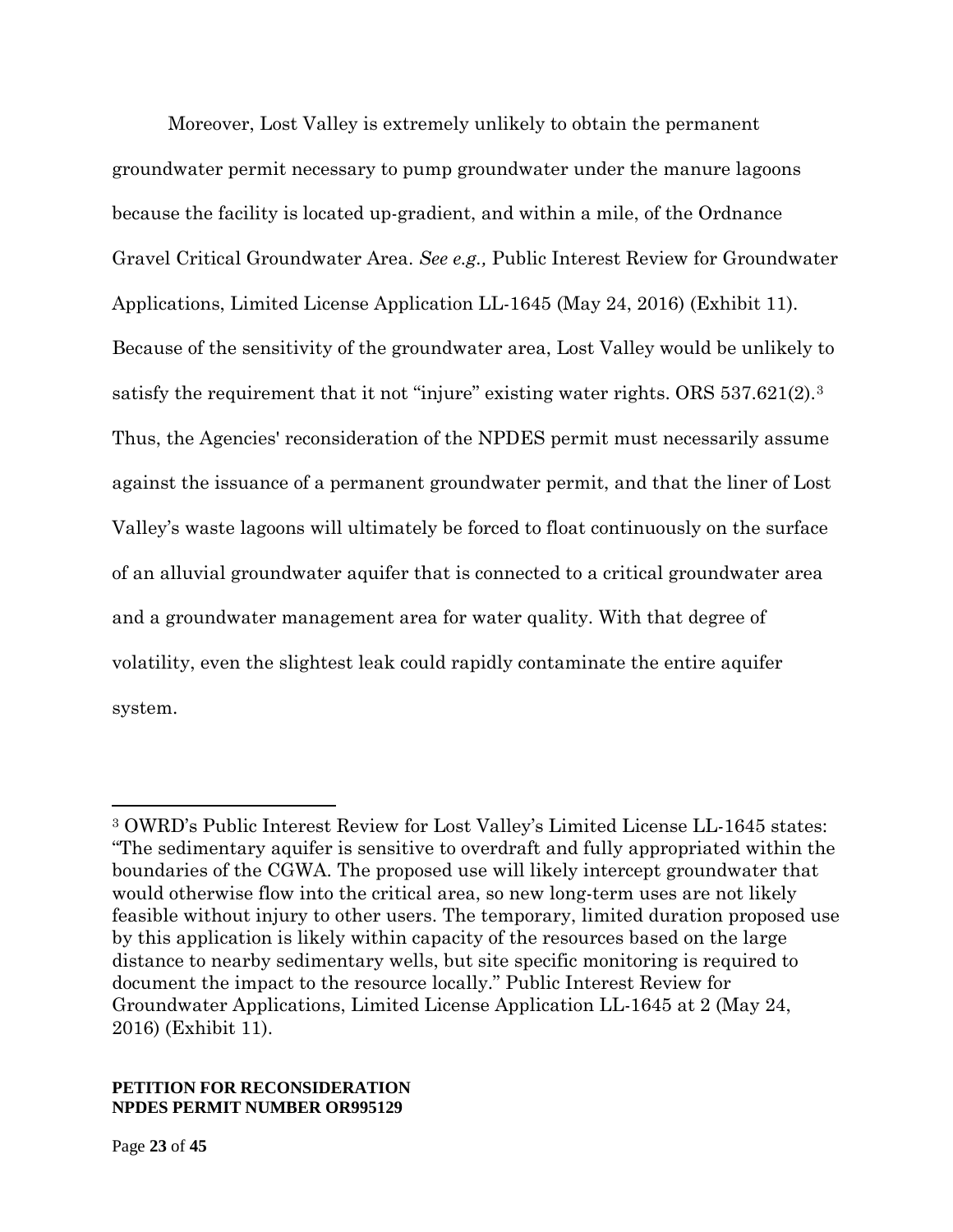Moreover, Lost Valley is extremely unlikely to obtain the permanent groundwater permit necessary to pump groundwater under the manure lagoons because the facility is located up-gradient, and within a mile, of the Ordnance Gravel Critical Groundwater Area. *See e.g.,* Public Interest Review for Groundwater Applications, Limited License Application LL-1645 (May 24, 2016) (Exhibit 11). Because of the sensitivity of the groundwater area, Lost Valley would be unlikely to satisfy the requirement that it not "injure" existing water rights. ORS 537.621(2).[3] Thus, the Agencies' reconsideration of the NPDES permit must necessarily assume against the issuance of a permanent groundwater permit, and that the liner of Lost Valley's waste lagoons will ultimately be forced to float continuously on the surface of an alluvial groundwater aquifer that is connected to a critical groundwater area and a groundwater management area for water quality. With that degree of volatility, even the slightest leak could rapidly contaminate the entire aquifer system.

---

[3] OWRD's Public Interest Review for Lost Valley's Limited License LL-1645 states: "The sedimentary aquifer is sensitive to overdraft and fully appropriated within the boundaries of the CGWA. The proposed use will likely intercept groundwater that would otherwise flow into the critical area, so new long-term uses are not likely feasible without injury to other users. The temporary, limited duration proposed use by this application is likely within capacity of the resources based on the large distance to nearby sedimentary wells, but site specific monitoring is required to document the impact to the resource locally." Public Interest Review for Groundwater Applications, Limited License Application LL-1645 at 2 (May 24, 2016) (Exhibit 11).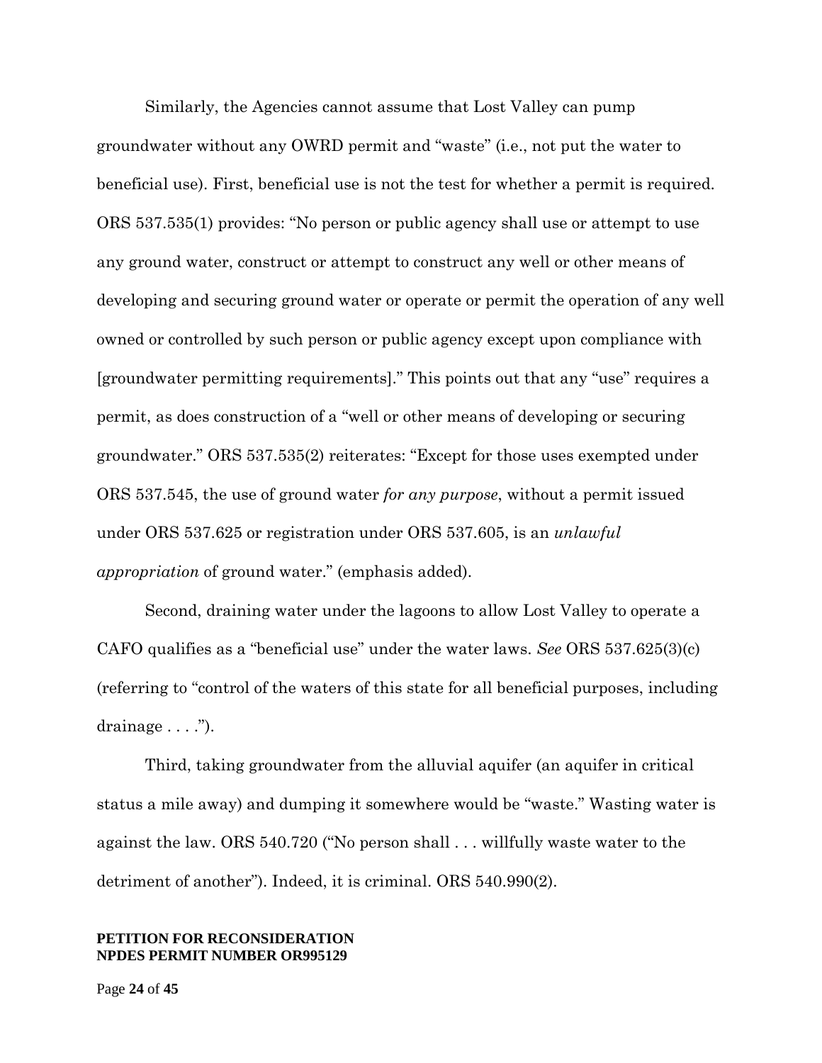Similarly, the Agencies cannot assume that Lost Valley can pump groundwater without any OWRD permit and "waste" (i.e., not put the water to beneficial use). First, beneficial use is not the test for whether a permit is required. ORS 537.535(1) provides: "No person or public agency shall use or attempt to use any ground water, construct or attempt to construct any well or other means of developing and securing ground water or operate or permit the operation of any well owned or controlled by such person or public agency except upon compliance with [groundwater permitting requirements]." This points out that any "use" requires a permit, as does construction of a "well or other means of developing or securing groundwater." ORS 537.535(2) reiterates: "Except for those uses exempted under ORS 537.545, the use of ground water *for any purpose*, without a permit issued under ORS 537.625 or registration under ORS 537.605, is an *unlawful appropriation* of ground water." (emphasis added).

Second, draining water under the lagoons to allow Lost Valley to operate a CAFO qualifies as a "beneficial use" under the water laws. *See* ORS 537.625(3)(c) (referring to "control of the waters of this state for all beneficial purposes, including drainage . . . .").

Third, taking groundwater from the alluvial aquifer (an aquifer in critical status a mile away) and dumping it somewhere would be "waste." Wasting water is against the law. ORS 540.720 ("No person shall . . . willfully waste water to the detriment of another"). Indeed, it is criminal. ORS 540.990(2).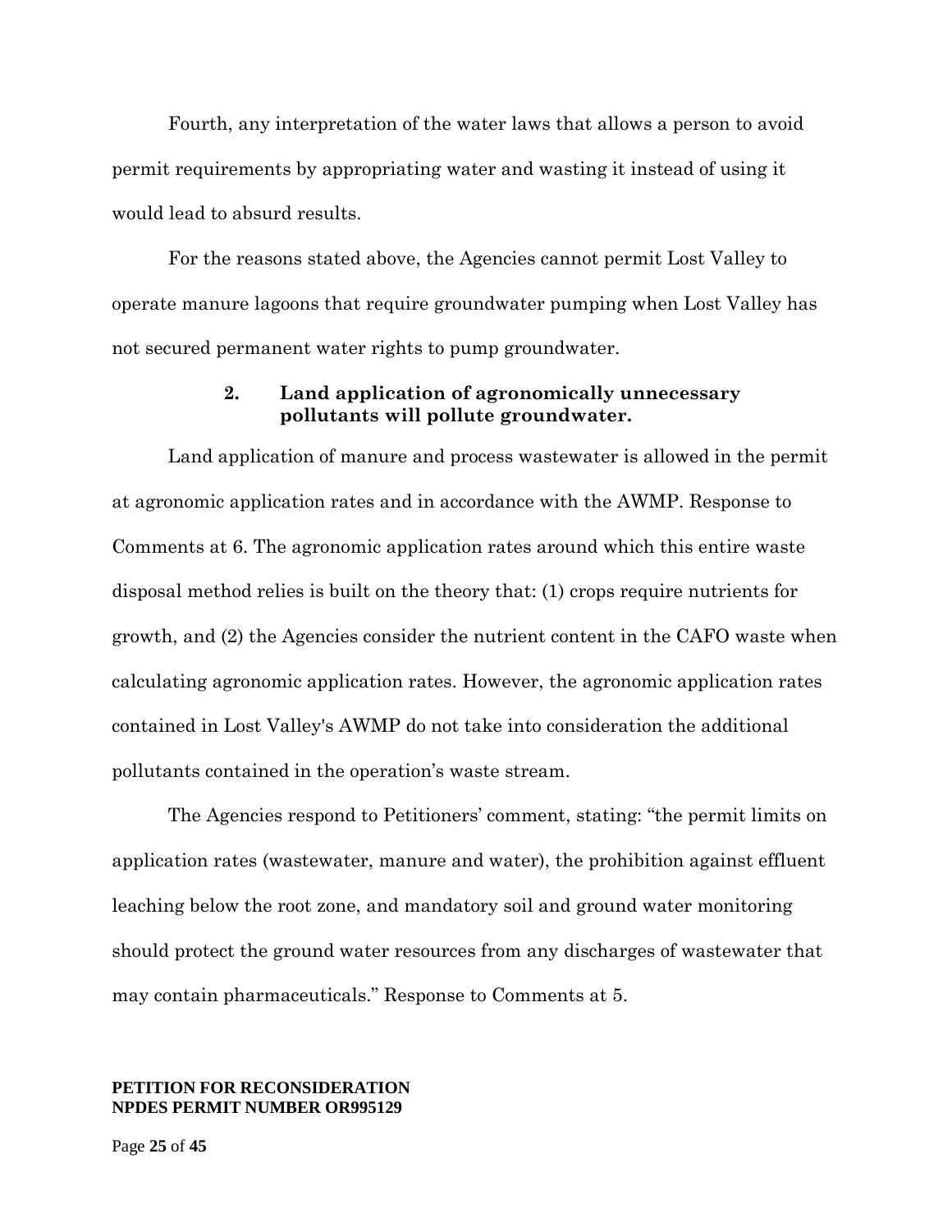Fourth, any interpretation of the water laws that allows a person to avoid permit requirements by appropriating water and wasting it instead of using it would lead to absurd results.

For the reasons stated above, the Agencies cannot permit Lost Valley to operate manure lagoons that require groundwater pumping when Lost Valley has not secured permanent water rights to pump groundwater.

### 2. Land application of agronomically unnecessary pollutants will pollute groundwater.

Land application of manure and process wastewater is allowed in the permit at agronomic application rates and in accordance with the AWMP. Response to Comments at 6. The agronomic application rates around which this entire waste disposal method relies is built on the theory that: (1) crops require nutrients for growth, and (2) the Agencies consider the nutrient content in the CAFO waste when calculating agronomic application rates. However, the agronomic application rates contained in Lost Valley's AWMP do not take into consideration the additional pollutants contained in the operation's waste stream.

The Agencies respond to Petitioners' comment, stating: "the permit limits on application rates (wastewater, manure and water), the prohibition against effluent leaching below the root zone, and mandatory soil and ground water monitoring should protect the ground water resources from any discharges of wastewater that may contain pharmaceuticals." Response to Comments at 5.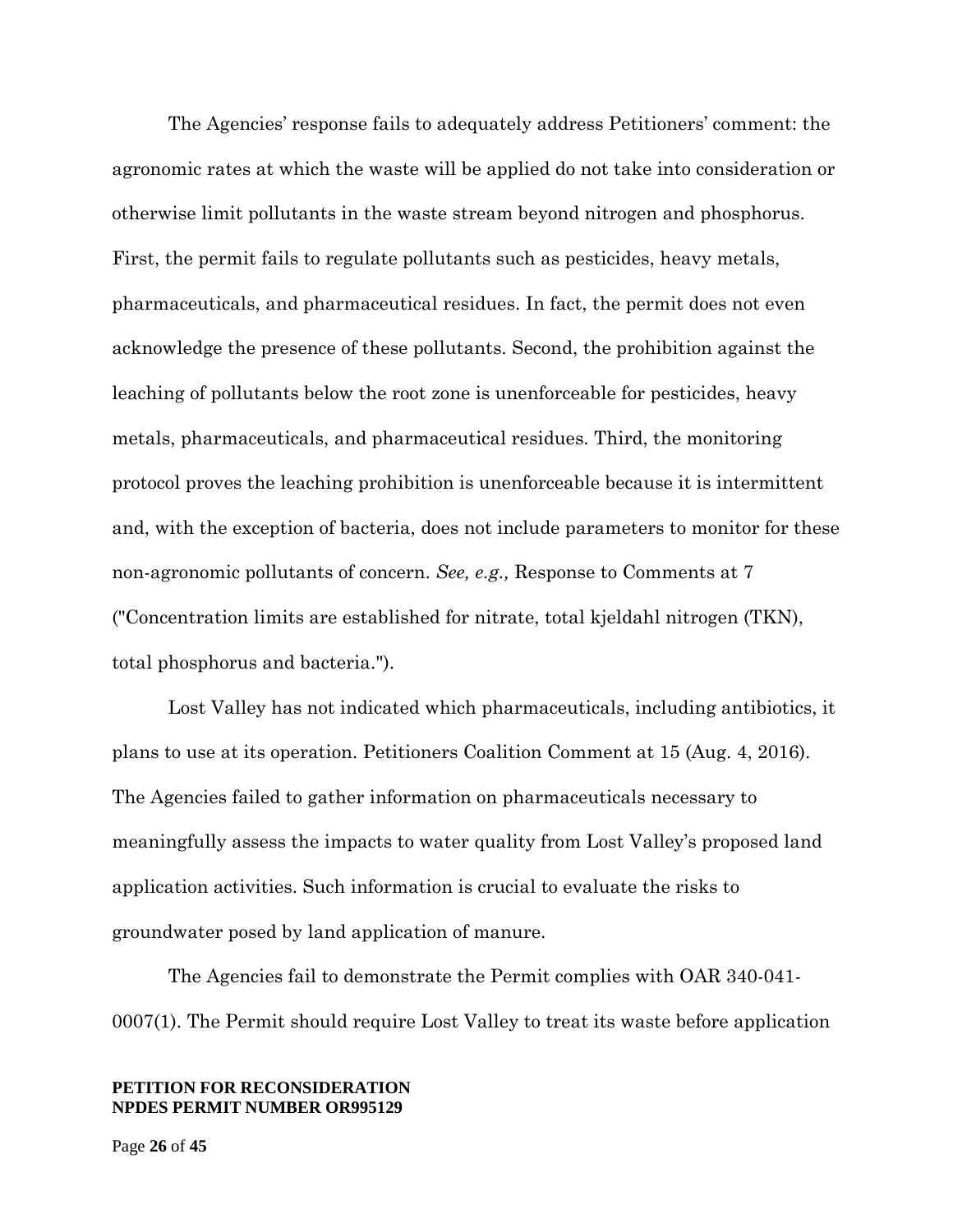The Agencies' response fails to adequately address Petitioners' comment: the agronomic rates at which the waste will be applied do not take into consideration or otherwise limit pollutants in the waste stream beyond nitrogen and phosphorus. First, the permit fails to regulate pollutants such as pesticides, heavy metals, pharmaceuticals, and pharmaceutical residues. In fact, the permit does not even acknowledge the presence of these pollutants. Second, the prohibition against the leaching of pollutants below the root zone is unenforceable for pesticides, heavy metals, pharmaceuticals, and pharmaceutical residues. Third, the monitoring protocol proves the leaching prohibition is unenforceable because it is intermittent and, with the exception of bacteria, does not include parameters to monitor for these non-agronomic pollutants of concern. *See, e.g.,* Response to Comments at 7 ("Concentration limits are established for nitrate, total kjeldahl nitrogen (TKN), total phosphorus and bacteria.").

Lost Valley has not indicated which pharmaceuticals, including antibiotics, it plans to use at its operation. Petitioners Coalition Comment at 15 (Aug. 4, 2016). The Agencies failed to gather information on pharmaceuticals necessary to meaningfully assess the impacts to water quality from Lost Valley's proposed land application activities. Such information is crucial to evaluate the risks to groundwater posed by land application of manure.

The Agencies fail to demonstrate the Permit complies with OAR 340-041-0007(1). The Permit should require Lost Valley to treat its waste before application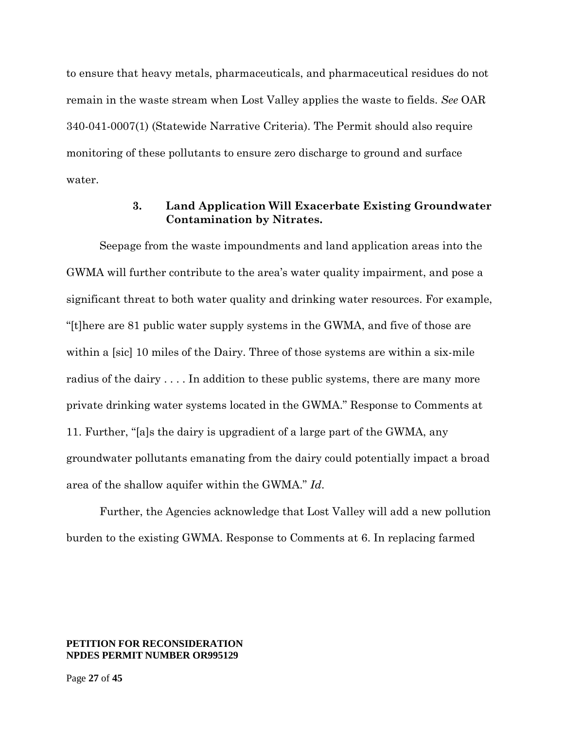to ensure that heavy metals, pharmaceuticals, and pharmaceutical residues do not remain in the waste stream when Lost Valley applies the waste to fields. *See* OAR 340-041-0007(1) (Statewide Narrative Criteria). The Permit should also require monitoring of these pollutants to ensure zero discharge to ground and surface water.

### 3. Land Application Will Exacerbate Existing Groundwater Contamination by Nitrates.

Seepage from the waste impoundments and land application areas into the GWMA will further contribute to the area's water quality impairment, and pose a significant threat to both water quality and drinking water resources. For example, "[t]here are 81 public water supply systems in the GWMA, and five of those are within a [sic] 10 miles of the Dairy. Three of those systems are within a six-mile radius of the dairy . . . . In addition to these public systems, there are many more private drinking water systems located in the GWMA." Response to Comments at 11. Further, "[a]s the dairy is upgradient of a large part of the GWMA, any groundwater pollutants emanating from the dairy could potentially impact a broad area of the shallow aquifer within the GWMA." *Id*.

Further, the Agencies acknowledge that Lost Valley will add a new pollution burden to the existing GWMA. Response to Comments at 6. In replacing farmed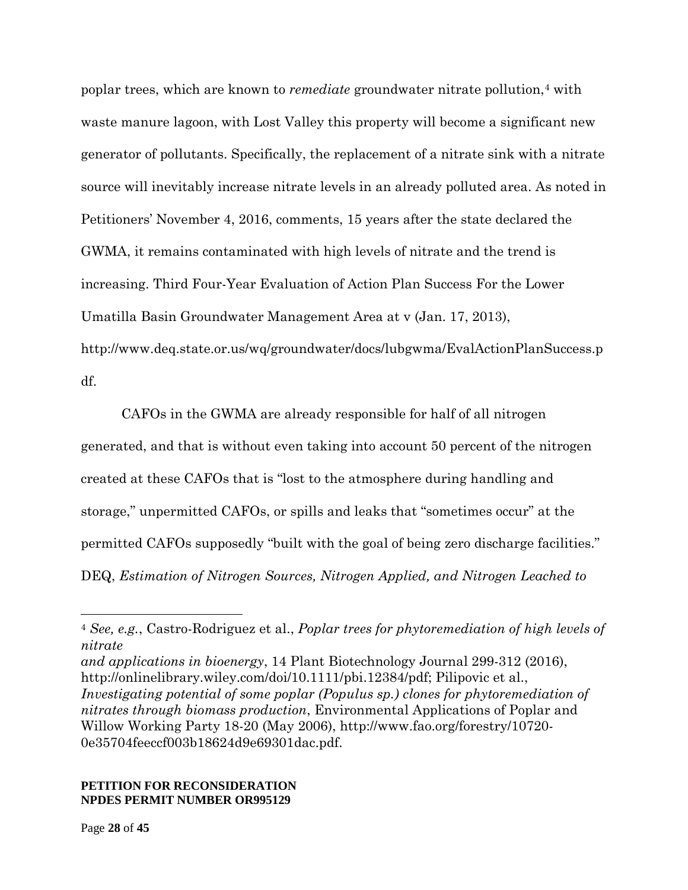poplar trees, which are known to *remediate* groundwater nitrate pollution,[4] with waste manure lagoon, with Lost Valley this property will become a significant new generator of pollutants. Specifically, the replacement of a nitrate sink with a nitrate source will inevitably increase nitrate levels in an already polluted area. As noted in Petitioners' November 4, 2016, comments, 15 years after the state declared the GWMA, it remains contaminated with high levels of nitrate and the trend is increasing. Third Four-Year Evaluation of Action Plan Success For the Lower Umatilla Basin Groundwater Management Area at v (Jan. 17, 2013), http://www.deq.state.or.us/wq/groundwater/docs/lubgwma/EvalActionPlanSuccess.pdf.

CAFOs in the GWMA are already responsible for half of all nitrogen generated, and that is without even taking into account 50 percent of the nitrogen created at these CAFOs that is "lost to the atmosphere during handling and storage," unpermitted CAFOs, or spills and leaks that "sometimes occur" at the permitted CAFOs supposedly "built with the goal of being zero discharge facilities." DEQ, *Estimation of Nitrogen Sources, Nitrogen Applied, and Nitrogen Leached to*

---

[4] *See, e.g.*, Castro-Rodriguez et al., *Poplar trees for phytoremediation of high levels of nitrate and applications in bioenergy*, 14 Plant Biotechnology Journal 299-312 (2016), http://onlinelibrary.wiley.com/doi/10.1111/pbi.12384/pdf; Pilipovic et al., *Investigating potential of some poplar (Populus sp.) clones for phytoremediation of nitrates through biomass production*, Environmental Applications of Poplar and Willow Working Party 18-20 (May 2006), http://www.fao.org/forestry/10720-0e35704feeccf003b18624d9e69301dac.pdf.

**PETITION FOR RECONSIDERATION**
**NPDES PERMIT NUMBER OR995129**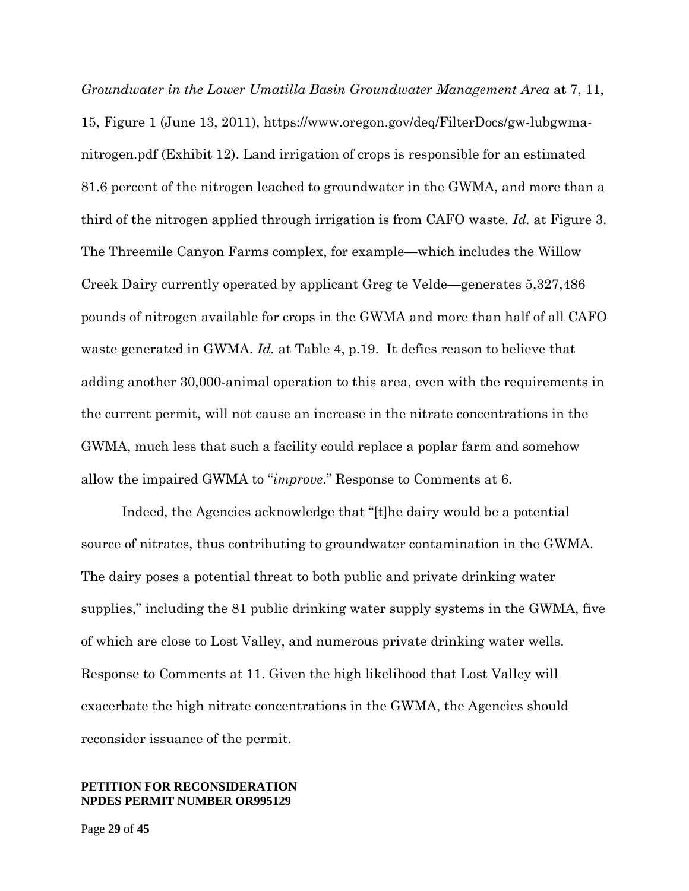*Groundwater in the Lower Umatilla Basin Groundwater Management Area* at 7, 11, 15, Figure 1 (June 13, 2011), https://www.oregon.gov/deq/FilterDocs/gw-lubgwma-nitrogen.pdf (Exhibit 12). Land irrigation of crops is responsible for an estimated 81.6 percent of the nitrogen leached to groundwater in the GWMA, and more than a third of the nitrogen applied through irrigation is from CAFO waste. *Id.* at Figure 3. The Threemile Canyon Farms complex, for example—which includes the Willow Creek Dairy currently operated by applicant Greg te Velde—generates 5,327,486 pounds of nitrogen available for crops in the GWMA and more than half of all CAFO waste generated in GWMA. *Id.* at Table 4, p.19. It defies reason to believe that adding another 30,000-animal operation to this area, even with the requirements in the current permit, will not cause an increase in the nitrate concentrations in the GWMA, much less that such a facility could replace a poplar farm and somehow allow the impaired GWMA to "*improve*." Response to Comments at 6.

Indeed, the Agencies acknowledge that "[t]he dairy would be a potential source of nitrates, thus contributing to groundwater contamination in the GWMA. The dairy poses a potential threat to both public and private drinking water supplies," including the 81 public drinking water supply systems in the GWMA, five of which are close to Lost Valley, and numerous private drinking water wells. Response to Comments at 11. Given the high likelihood that Lost Valley will exacerbate the high nitrate concentrations in the GWMA, the Agencies should reconsider issuance of the permit.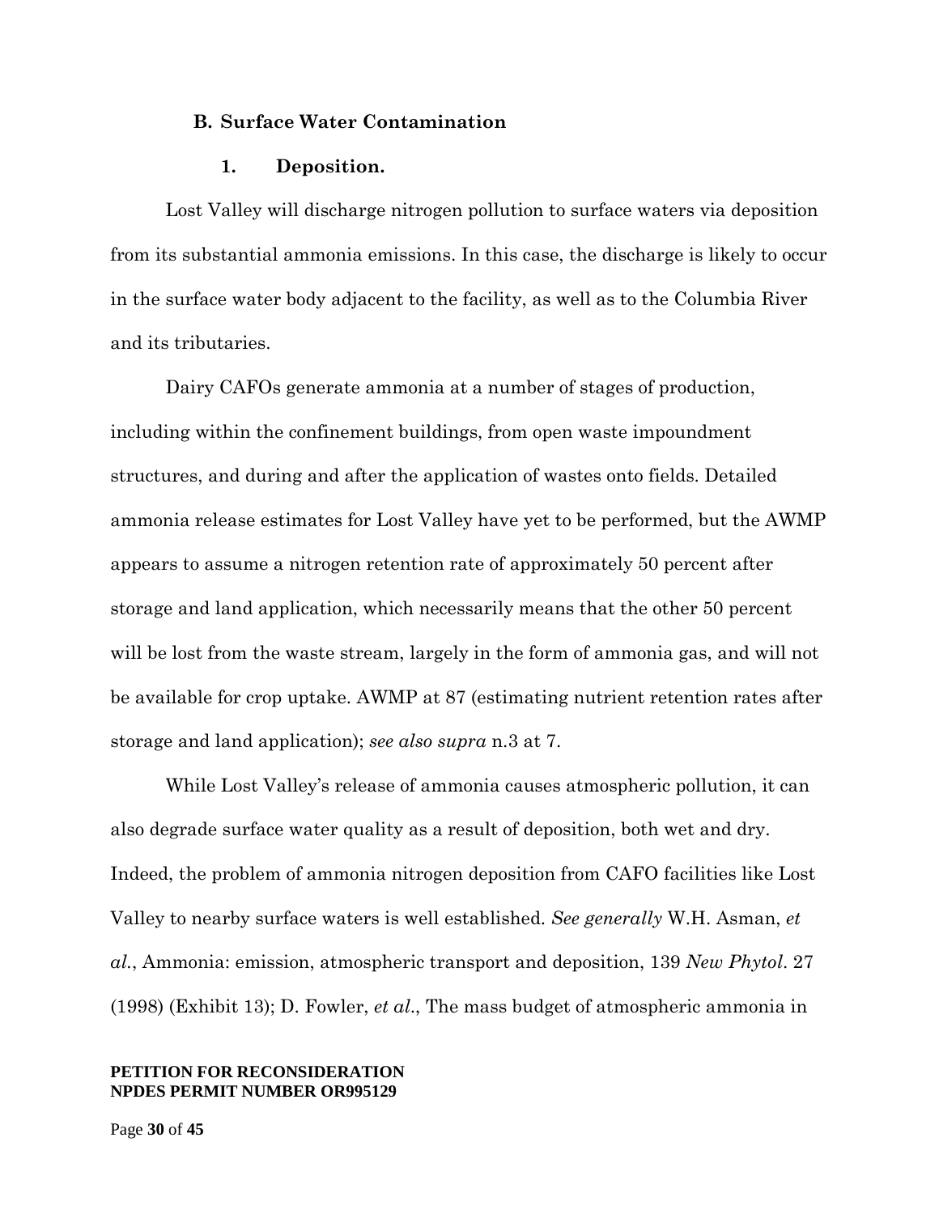### B. Surface Water Contamination

#### 1. Deposition.

Lost Valley will discharge nitrogen pollution to surface waters via deposition from its substantial ammonia emissions. In this case, the discharge is likely to occur in the surface water body adjacent to the facility, as well as to the Columbia River and its tributaries.

Dairy CAFOs generate ammonia at a number of stages of production, including within the confinement buildings, from open waste impoundment structures, and during and after the application of wastes onto fields. Detailed ammonia release estimates for Lost Valley have yet to be performed, but the AWMP appears to assume a nitrogen retention rate of approximately 50 percent after storage and land application, which necessarily means that the other 50 percent will be lost from the waste stream, largely in the form of ammonia gas, and will not be available for crop uptake. AWMP at 87 (estimating nutrient retention rates after storage and land application); *see also supra* n.3 at 7.

While Lost Valley's release of ammonia causes atmospheric pollution, it can also degrade surface water quality as a result of deposition, both wet and dry. Indeed, the problem of ammonia nitrogen deposition from CAFO facilities like Lost Valley to nearby surface waters is well established. *See generally* W.H. Asman, *et al.*, Ammonia: emission, atmospheric transport and deposition, 139 *New Phytol*. 27 (1998) (Exhibit 13); D. Fowler, *et al*., The mass budget of atmospheric ammonia in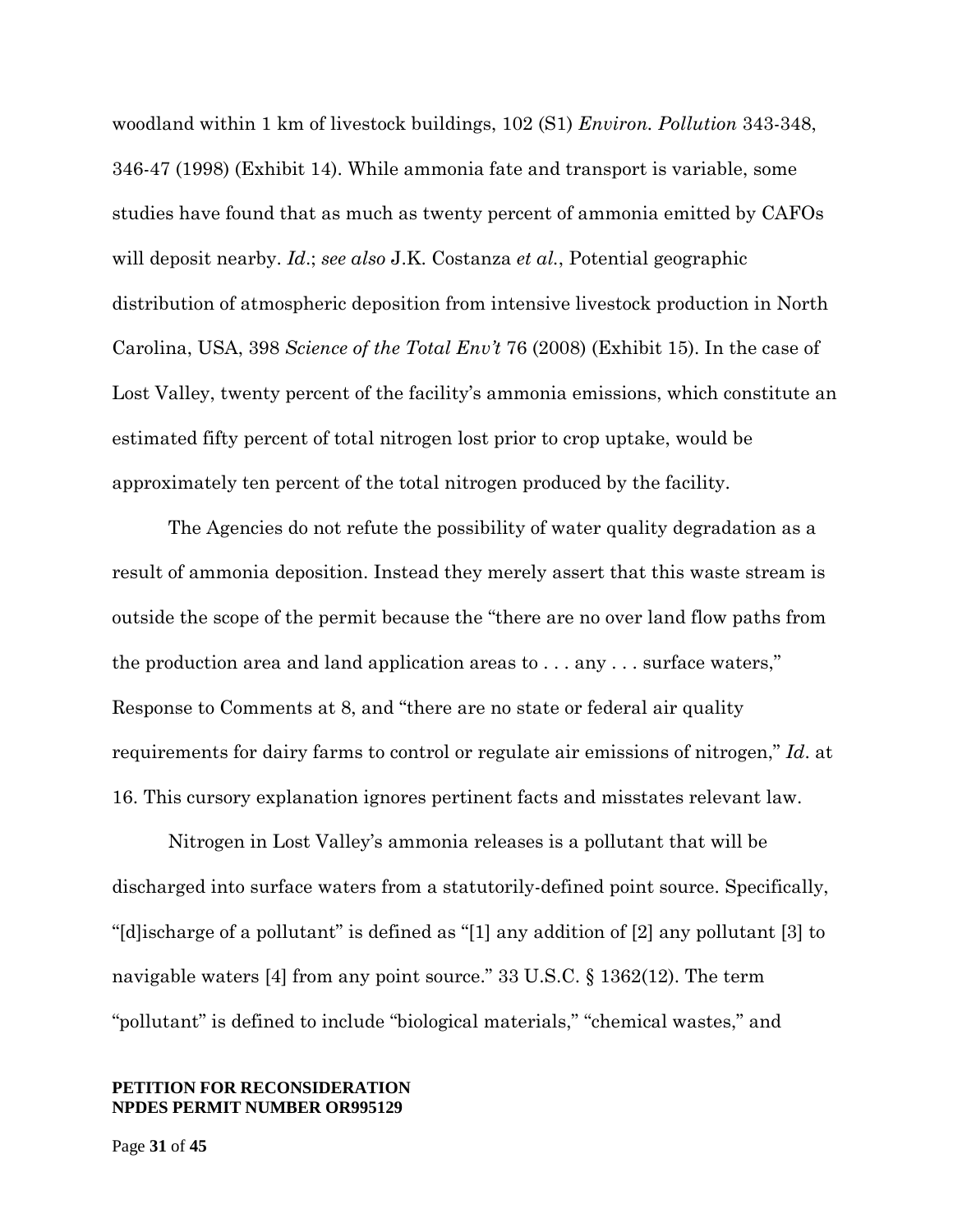woodland within 1 km of livestock buildings, 102 (S1) *Environ. Pollution* 343-348, 346-47 (1998) (Exhibit 14). While ammonia fate and transport is variable, some studies have found that as much as twenty percent of ammonia emitted by CAFOs will deposit nearby. *Id*.; *see also* J.K. Costanza *et al.*, Potential geographic distribution of atmospheric deposition from intensive livestock production in North Carolina, USA, 398 *Science of the Total Env't* 76 (2008) (Exhibit 15). In the case of Lost Valley, twenty percent of the facility's ammonia emissions, which constitute an estimated fifty percent of total nitrogen lost prior to crop uptake, would be approximately ten percent of the total nitrogen produced by the facility.

The Agencies do not refute the possibility of water quality degradation as a result of ammonia deposition. Instead they merely assert that this waste stream is outside the scope of the permit because the "there are no over land flow paths from the production area and land application areas to . . . any . . . surface waters," Response to Comments at 8, and "there are no state or federal air quality requirements for dairy farms to control or regulate air emissions of nitrogen," *Id*. at 16. This cursory explanation ignores pertinent facts and misstates relevant law.

Nitrogen in Lost Valley's ammonia releases is a pollutant that will be discharged into surface waters from a statutorily-defined point source. Specifically, "[d]ischarge of a pollutant" is defined as "[1] any addition of [2] any pollutant [3] to navigable waters [4] from any point source." 33 U.S.C. § 1362(12). The term "pollutant" is defined to include "biological materials," "chemical wastes," and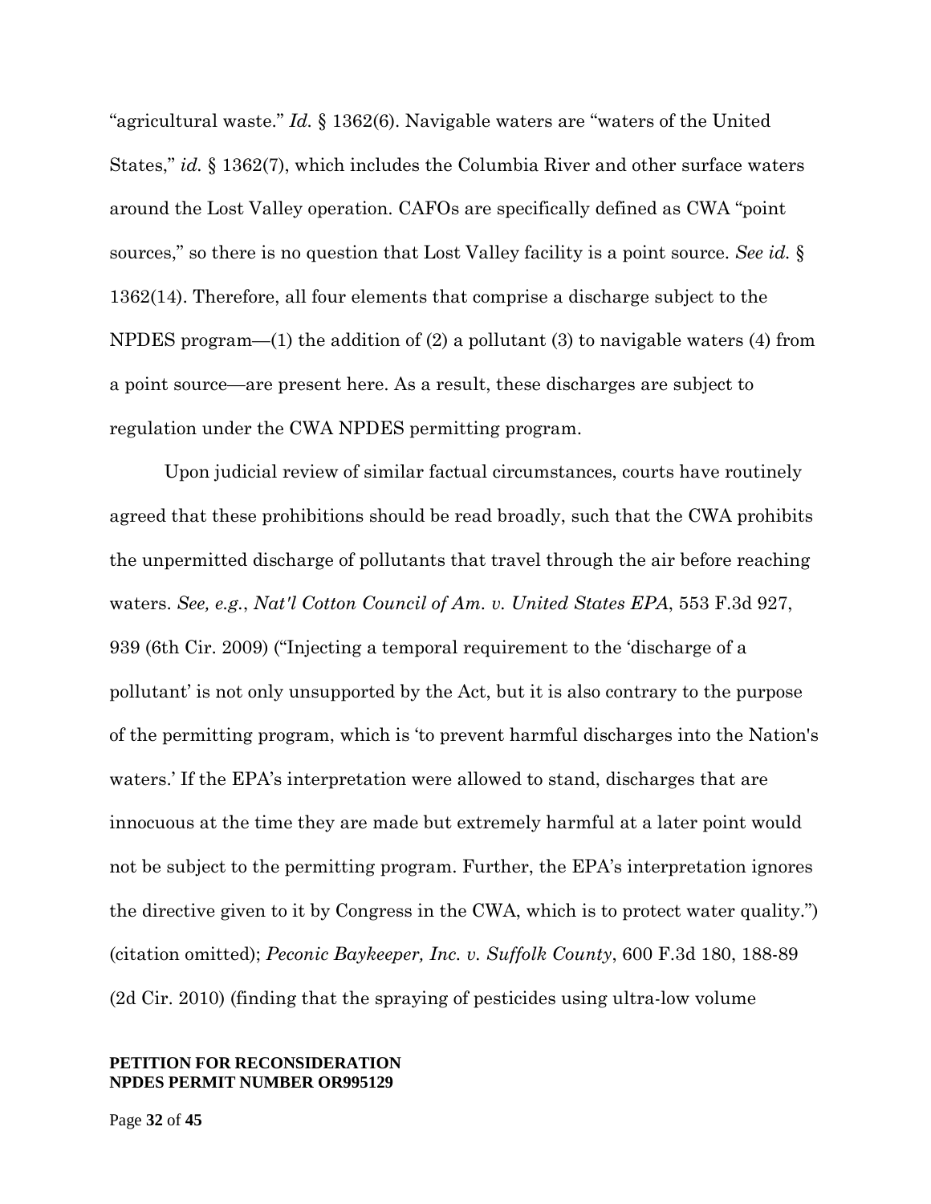"agricultural waste." *Id.* § 1362(6). Navigable waters are "waters of the United States," *id.* § 1362(7), which includes the Columbia River and other surface waters around the Lost Valley operation. CAFOs are specifically defined as CWA "point sources," so there is no question that Lost Valley facility is a point source. *See id.* § 1362(14). Therefore, all four elements that comprise a discharge subject to the NPDES program—(1) the addition of (2) a pollutant (3) to navigable waters (4) from a point source—are present here. As a result, these discharges are subject to regulation under the CWA NPDES permitting program.

Upon judicial review of similar factual circumstances, courts have routinely agreed that these prohibitions should be read broadly, such that the CWA prohibits the unpermitted discharge of pollutants that travel through the air before reaching waters. *See, e.g.*, *Nat'l Cotton Council of Am. v. United States EPA*, 553 F.3d 927, 939 (6th Cir. 2009) ("Injecting a temporal requirement to the 'discharge of a pollutant' is not only unsupported by the Act, but it is also contrary to the purpose of the permitting program, which is 'to prevent harmful discharges into the Nation's waters.' If the EPA's interpretation were allowed to stand, discharges that are innocuous at the time they are made but extremely harmful at a later point would not be subject to the permitting program. Further, the EPA's interpretation ignores the directive given to it by Congress in the CWA, which is to protect water quality.") (citation omitted); *Peconic Baykeeper, Inc. v. Suffolk County*, 600 F.3d 180, 188-89 (2d Cir. 2010) (finding that the spraying of pesticides using ultra-low volume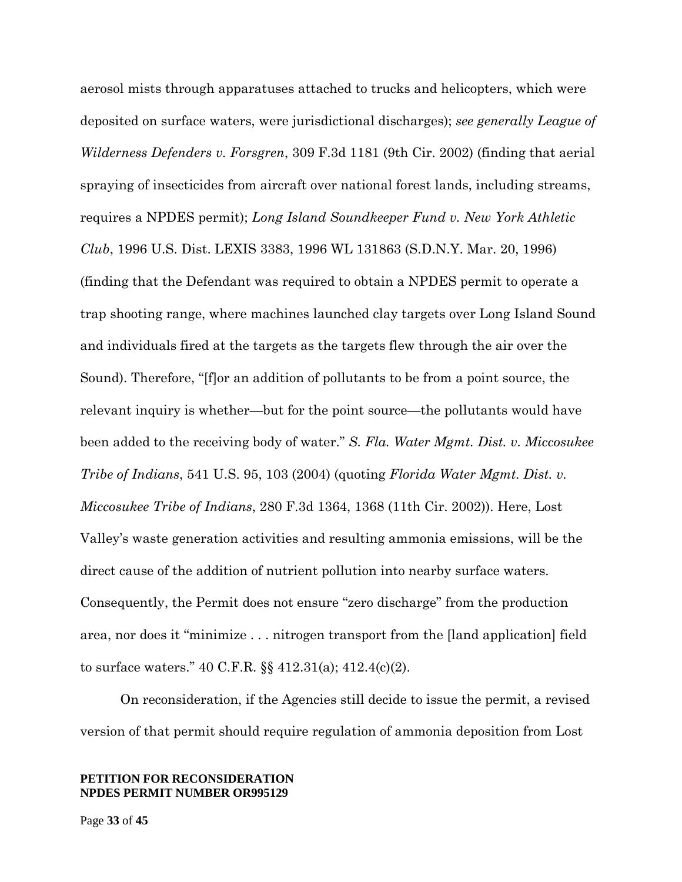aerosol mists through apparatuses attached to trucks and helicopters, which were deposited on surface waters, were jurisdictional discharges); *see generally League of Wilderness Defenders v. Forsgren*, 309 F.3d 1181 (9th Cir. 2002) (finding that aerial spraying of insecticides from aircraft over national forest lands, including streams, requires a NPDES permit); *Long Island Soundkeeper Fund v. New York Athletic Club*, 1996 U.S. Dist. LEXIS 3383, 1996 WL 131863 (S.D.N.Y. Mar. 20, 1996) (finding that the Defendant was required to obtain a NPDES permit to operate a trap shooting range, where machines launched clay targets over Long Island Sound and individuals fired at the targets as the targets flew through the air over the Sound). Therefore, "[f]or an addition of pollutants to be from a point source, the relevant inquiry is whether—but for the point source—the pollutants would have been added to the receiving body of water." *S. Fla. Water Mgmt. Dist. v. Miccosukee Tribe of Indians*, 541 U.S. 95, 103 (2004) (quoting *Florida Water Mgmt. Dist. v. Miccosukee Tribe of Indians*, 280 F.3d 1364, 1368 (11th Cir. 2002)). Here, Lost Valley's waste generation activities and resulting ammonia emissions, will be the direct cause of the addition of nutrient pollution into nearby surface waters. Consequently, the Permit does not ensure "zero discharge" from the production area, nor does it "minimize . . . nitrogen transport from the [land application] field to surface waters." 40 C.F.R. §§ 412.31(a); 412.4(c)(2).

On reconsideration, if the Agencies still decide to issue the permit, a revised version of that permit should require regulation of ammonia deposition from Lost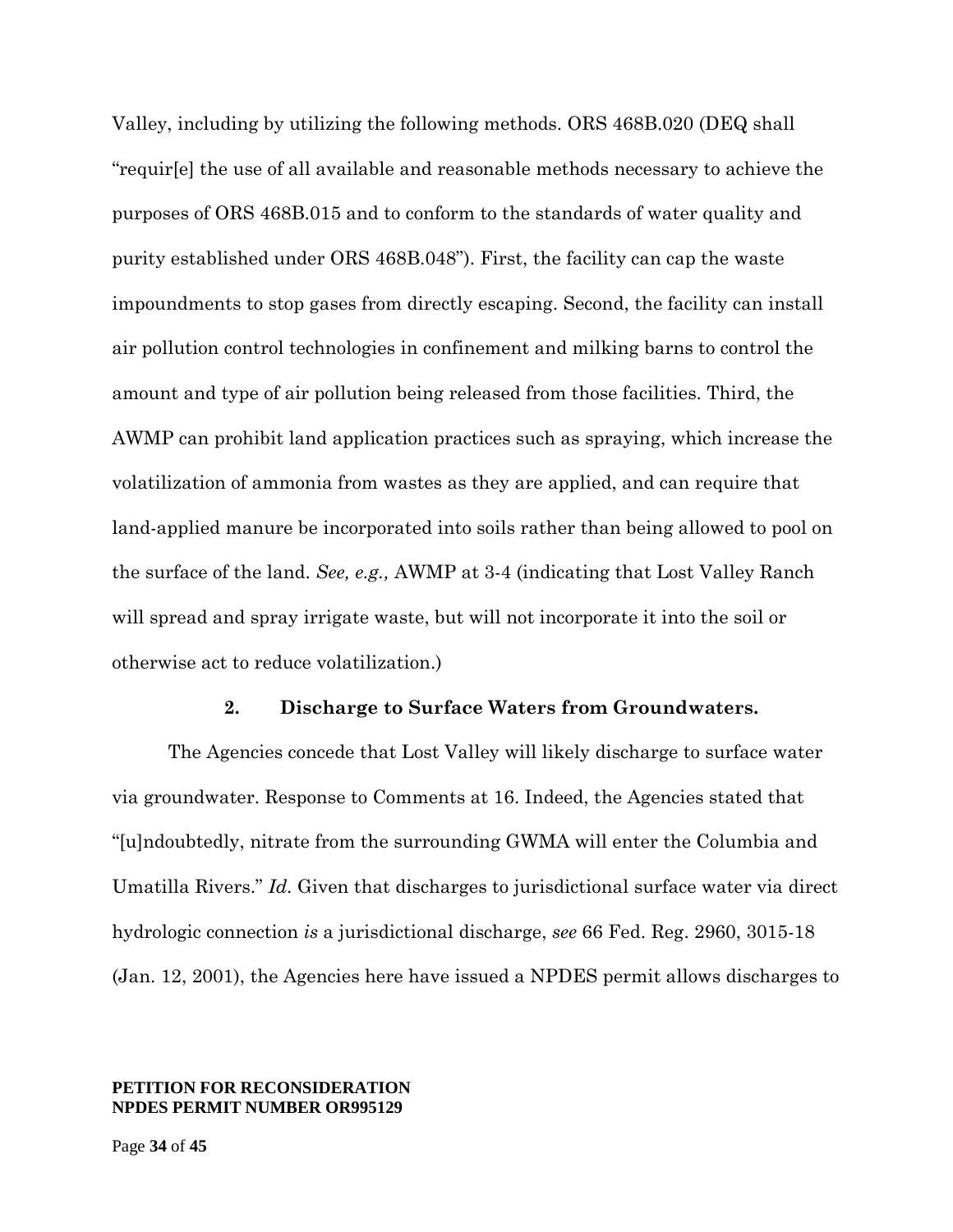Valley, including by utilizing the following methods. ORS 468B.020 (DEQ shall "requir[e] the use of all available and reasonable methods necessary to achieve the purposes of ORS 468B.015 and to conform to the standards of water quality and purity established under ORS 468B.048"). First, the facility can cap the waste impoundments to stop gases from directly escaping. Second, the facility can install air pollution control technologies in confinement and milking barns to control the amount and type of air pollution being released from those facilities. Third, the AWMP can prohibit land application practices such as spraying, which increase the volatilization of ammonia from wastes as they are applied, and can require that land-applied manure be incorporated into soils rather than being allowed to pool on the surface of the land. *See, e.g.,* AWMP at 3-4 (indicating that Lost Valley Ranch will spread and spray irrigate waste, but will not incorporate it into the soil or otherwise act to reduce volatilization.)

### 2. Discharge to Surface Waters from Groundwaters.

The Agencies concede that Lost Valley will likely discharge to surface water via groundwater. Response to Comments at 16. Indeed, the Agencies stated that "[u]ndoubtedly, nitrate from the surrounding GWMA will enter the Columbia and Umatilla Rivers." *Id.* Given that discharges to jurisdictional surface water via direct hydrologic connection *is* a jurisdictional discharge, *see* 66 Fed. Reg. 2960, 3015-18 (Jan. 12, 2001), the Agencies here have issued a NPDES permit allows discharges to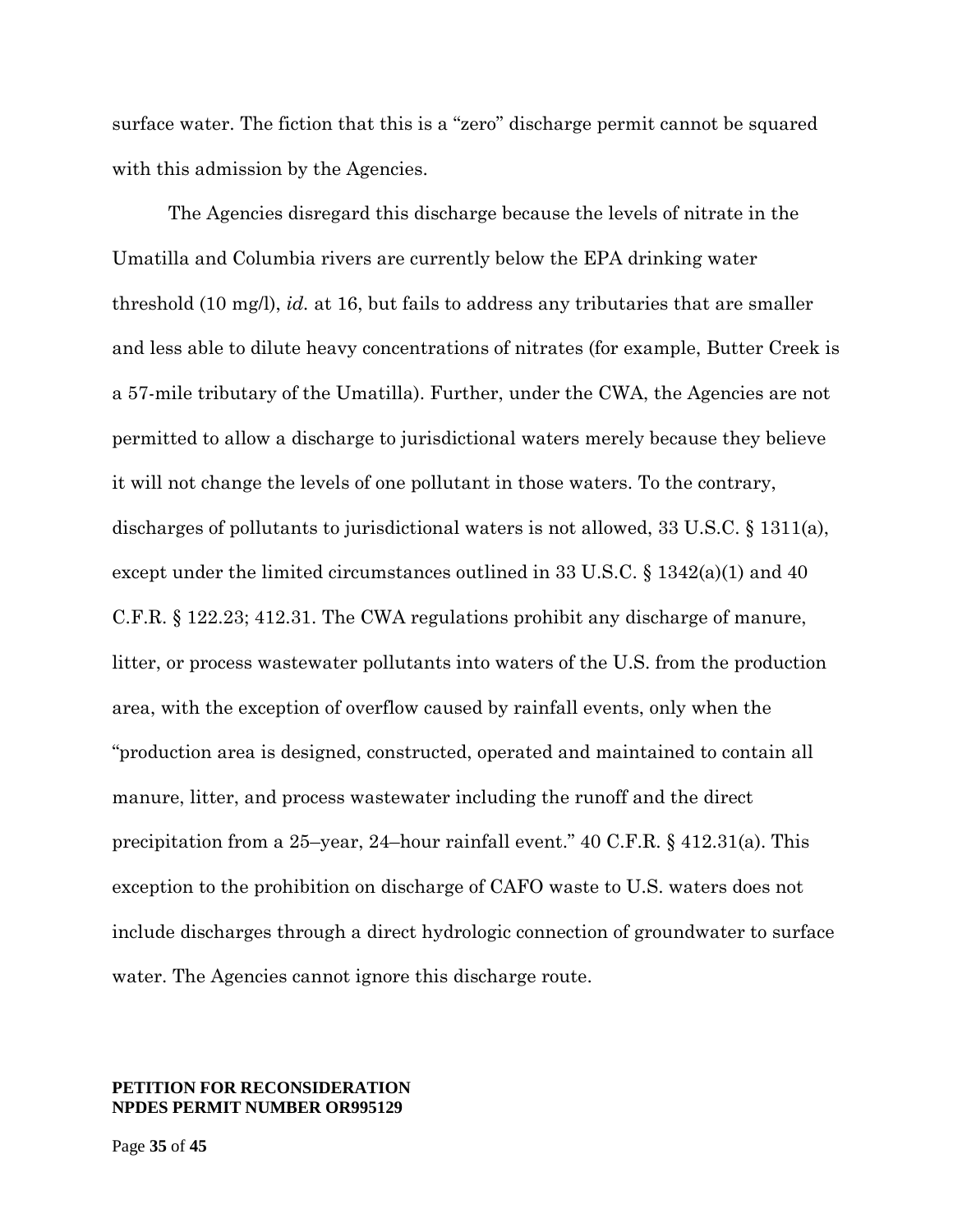surface water. The fiction that this is a "zero" discharge permit cannot be squared with this admission by the Agencies.

The Agencies disregard this discharge because the levels of nitrate in the Umatilla and Columbia rivers are currently below the EPA drinking water threshold (10 mg/l), *id.* at 16, but fails to address any tributaries that are smaller and less able to dilute heavy concentrations of nitrates (for example, Butter Creek is a 57-mile tributary of the Umatilla). Further, under the CWA, the Agencies are not permitted to allow a discharge to jurisdictional waters merely because they believe it will not change the levels of one pollutant in those waters. To the contrary, discharges of pollutants to jurisdictional waters is not allowed, 33 U.S.C. § 1311(a), except under the limited circumstances outlined in 33 U.S.C. § 1342(a)(1) and 40 C.F.R. § 122.23; 412.31. The CWA regulations prohibit any discharge of manure, litter, or process wastewater pollutants into waters of the U.S. from the production area, with the exception of overflow caused by rainfall events, only when the "production area is designed, constructed, operated and maintained to contain all manure, litter, and process wastewater including the runoff and the direct precipitation from a 25–year, 24–hour rainfall event." 40 C.F.R. § 412.31(a). This exception to the prohibition on discharge of CAFO waste to U.S. waters does not include discharges through a direct hydrologic connection of groundwater to surface water. The Agencies cannot ignore this discharge route.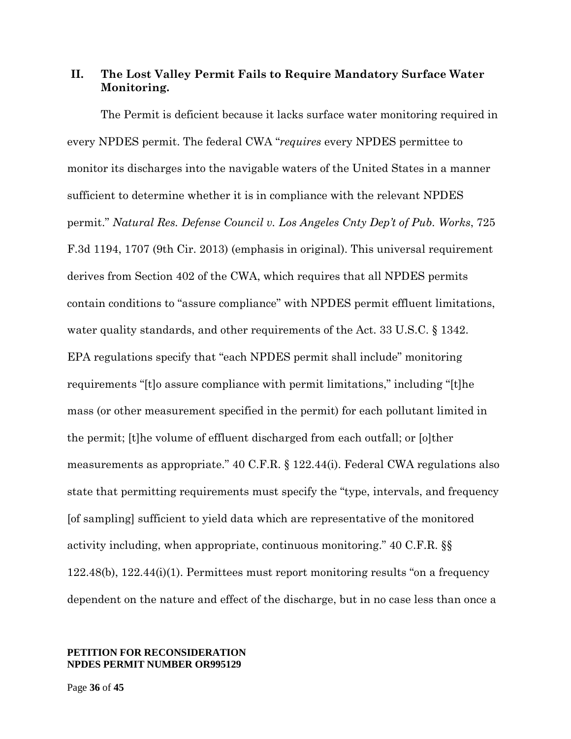## II. The Lost Valley Permit Fails to Require Mandatory Surface Water Monitoring.

The Permit is deficient because it lacks surface water monitoring required in every NPDES permit. The federal CWA "*requires* every NPDES permittee to monitor its discharges into the navigable waters of the United States in a manner sufficient to determine whether it is in compliance with the relevant NPDES permit." *Natural Res. Defense Council v. Los Angeles Cnty Dep't of Pub. Works*, 725 F.3d 1194, 1707 (9th Cir. 2013) (emphasis in original). This universal requirement derives from Section 402 of the CWA, which requires that all NPDES permits contain conditions to "assure compliance" with NPDES permit effluent limitations, water quality standards, and other requirements of the Act. 33 U.S.C. § 1342. EPA regulations specify that "each NPDES permit shall include" monitoring requirements "[t]o assure compliance with permit limitations," including "[t]he mass (or other measurement specified in the permit) for each pollutant limited in the permit; [t]he volume of effluent discharged from each outfall; or [o]ther measurements as appropriate." 40 C.F.R. § 122.44(i). Federal CWA regulations also state that permitting requirements must specify the "type, intervals, and frequency [of sampling] sufficient to yield data which are representative of the monitored activity including, when appropriate, continuous monitoring." 40 C.F.R. §§ 122.48(b), 122.44(i)(1). Permittees must report monitoring results "on a frequency dependent on the nature and effect of the discharge, but in no case less than once a

**PETITION FOR RECONSIDERATION**
**NPDES PERMIT NUMBER OR995129**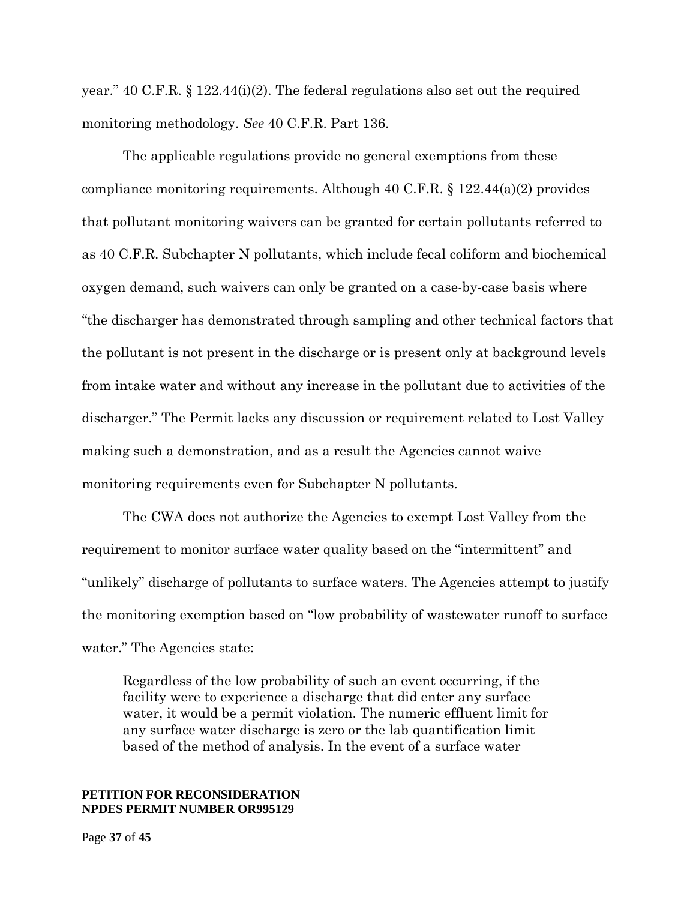year." 40 C.F.R. § 122.44(i)(2). The federal regulations also set out the required monitoring methodology. *See* 40 C.F.R. Part 136.

The applicable regulations provide no general exemptions from these compliance monitoring requirements. Although 40 C.F.R. § 122.44(a)(2) provides that pollutant monitoring waivers can be granted for certain pollutants referred to as 40 C.F.R. Subchapter N pollutants, which include fecal coliform and biochemical oxygen demand, such waivers can only be granted on a case-by-case basis where "the discharger has demonstrated through sampling and other technical factors that the pollutant is not present in the discharge or is present only at background levels from intake water and without any increase in the pollutant due to activities of the discharger." The Permit lacks any discussion or requirement related to Lost Valley making such a demonstration, and as a result the Agencies cannot waive monitoring requirements even for Subchapter N pollutants.

The CWA does not authorize the Agencies to exempt Lost Valley from the requirement to monitor surface water quality based on the "intermittent" and "unlikely" discharge of pollutants to surface waters. The Agencies attempt to justify the monitoring exemption based on "low probability of wastewater runoff to surface water." The Agencies state:

> Regardless of the low probability of such an event occurring, if the facility were to experience a discharge that did enter any surface water, it would be a permit violation. The numeric effluent limit for any surface water discharge is zero or the lab quantification limit based of the method of analysis. In the event of a surface water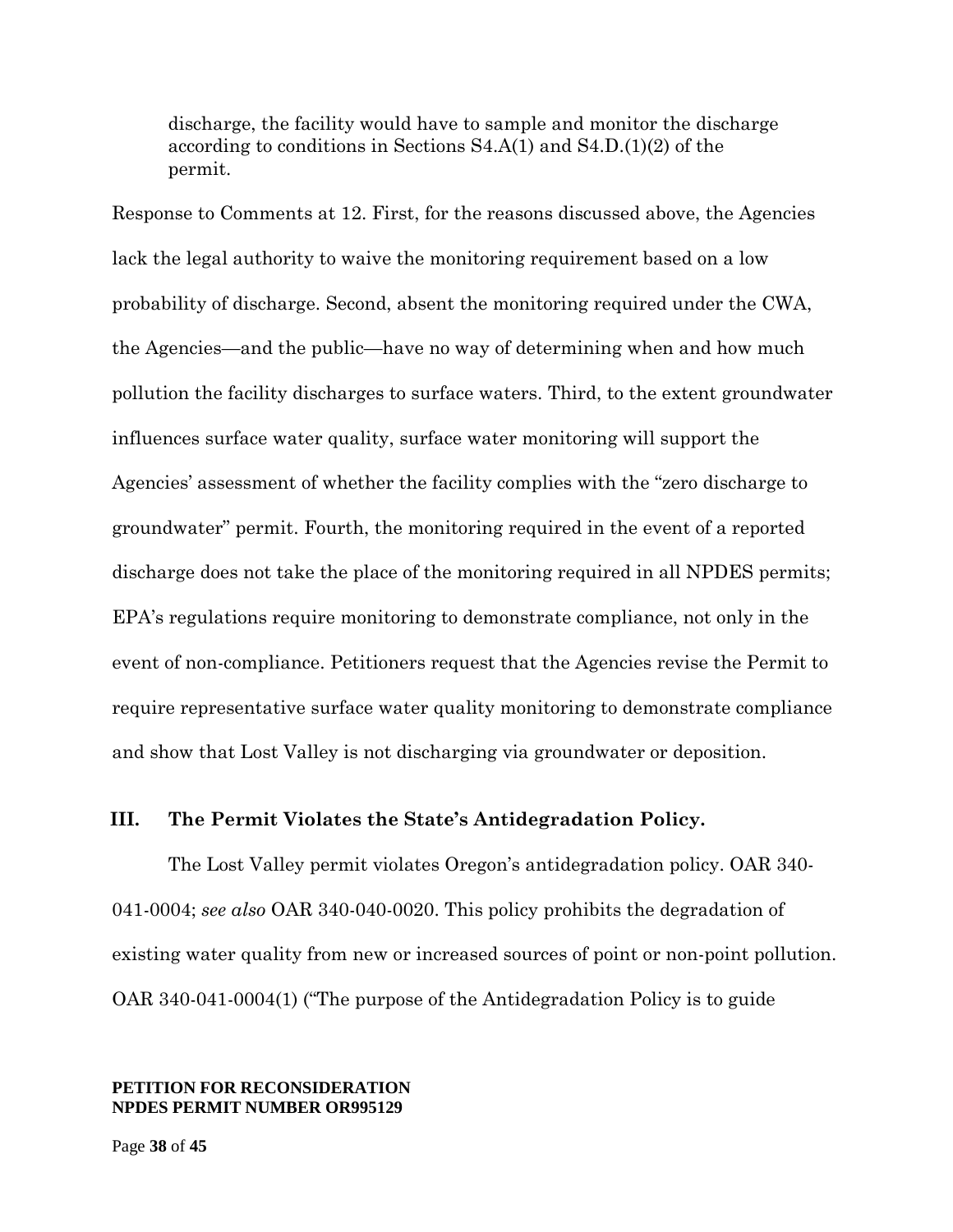> discharge, the facility would have to sample and monitor the discharge according to conditions in Sections S4.A(1) and S4.D.(1)(2) of the permit.

Response to Comments at 12. First, for the reasons discussed above, the Agencies lack the legal authority to waive the monitoring requirement based on a low probability of discharge. Second, absent the monitoring required under the CWA, the Agencies—and the public—have no way of determining when and how much pollution the facility discharges to surface waters. Third, to the extent groundwater influences surface water quality, surface water monitoring will support the Agencies' assessment of whether the facility complies with the "zero discharge to groundwater" permit. Fourth, the monitoring required in the event of a reported discharge does not take the place of the monitoring required in all NPDES permits; EPA's regulations require monitoring to demonstrate compliance, not only in the event of non-compliance. Petitioners request that the Agencies revise the Permit to require representative surface water quality monitoring to demonstrate compliance and show that Lost Valley is not discharging via groundwater or deposition.

## III. The Permit Violates the State's Antidegradation Policy.

The Lost Valley permit violates Oregon's antidegradation policy. OAR 340-041-0004; *see also* OAR 340-040-0020. This policy prohibits the degradation of existing water quality from new or increased sources of point or non-point pollution. OAR 340-041-0004(1) ("The purpose of the Antidegradation Policy is to guide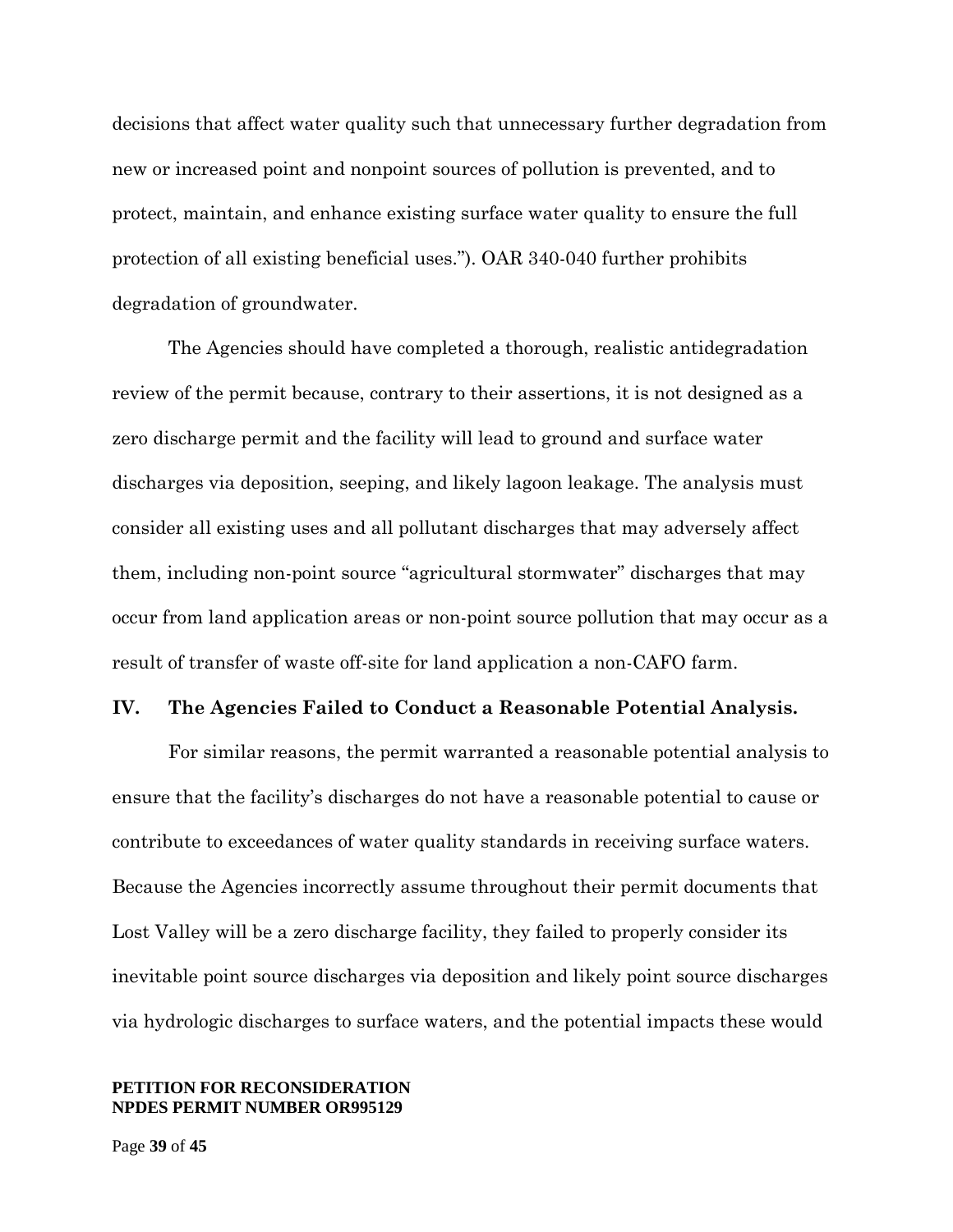decisions that affect water quality such that unnecessary further degradation from new or increased point and nonpoint sources of pollution is prevented, and to protect, maintain, and enhance existing surface water quality to ensure the full protection of all existing beneficial uses."). OAR 340-040 further prohibits degradation of groundwater.

The Agencies should have completed a thorough, realistic antidegradation review of the permit because, contrary to their assertions, it is not designed as a zero discharge permit and the facility will lead to ground and surface water discharges via deposition, seeping, and likely lagoon leakage. The analysis must consider all existing uses and all pollutant discharges that may adversely affect them, including non-point source "agricultural stormwater" discharges that may occur from land application areas or non-point source pollution that may occur as a result of transfer of waste off-site for land application a non-CAFO farm.

## IV. The Agencies Failed to Conduct a Reasonable Potential Analysis.

For similar reasons, the permit warranted a reasonable potential analysis to ensure that the facility's discharges do not have a reasonable potential to cause or contribute to exceedances of water quality standards in receiving surface waters. Because the Agencies incorrectly assume throughout their permit documents that Lost Valley will be a zero discharge facility, they failed to properly consider its inevitable point source discharges via deposition and likely point source discharges via hydrologic discharges to surface waters, and the potential impacts these would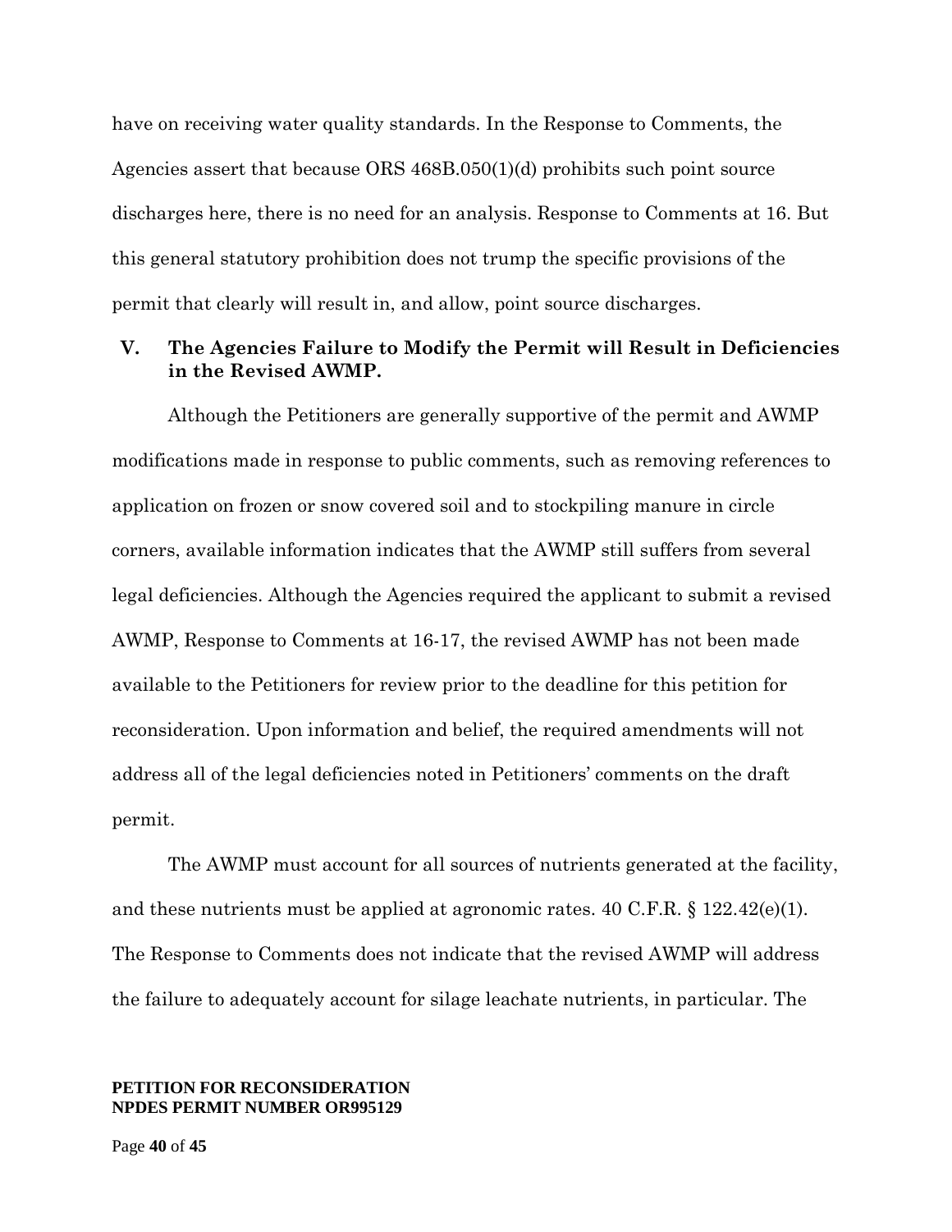have on receiving water quality standards. In the Response to Comments, the Agencies assert that because ORS 468B.050(1)(d) prohibits such point source discharges here, there is no need for an analysis. Response to Comments at 16. But this general statutory prohibition does not trump the specific provisions of the permit that clearly will result in, and allow, point source discharges.

## V. The Agencies Failure to Modify the Permit will Result in Deficiencies in the Revised AWMP.

Although the Petitioners are generally supportive of the permit and AWMP modifications made in response to public comments, such as removing references to application on frozen or snow covered soil and to stockpiling manure in circle corners, available information indicates that the AWMP still suffers from several legal deficiencies. Although the Agencies required the applicant to submit a revised AWMP, Response to Comments at 16-17, the revised AWMP has not been made available to the Petitioners for review prior to the deadline for this petition for reconsideration. Upon information and belief, the required amendments will not address all of the legal deficiencies noted in Petitioners' comments on the draft permit.

The AWMP must account for all sources of nutrients generated at the facility, and these nutrients must be applied at agronomic rates. 40 C.F.R. § 122.42(e)(1). The Response to Comments does not indicate that the revised AWMP will address the failure to adequately account for silage leachate nutrients, in particular. The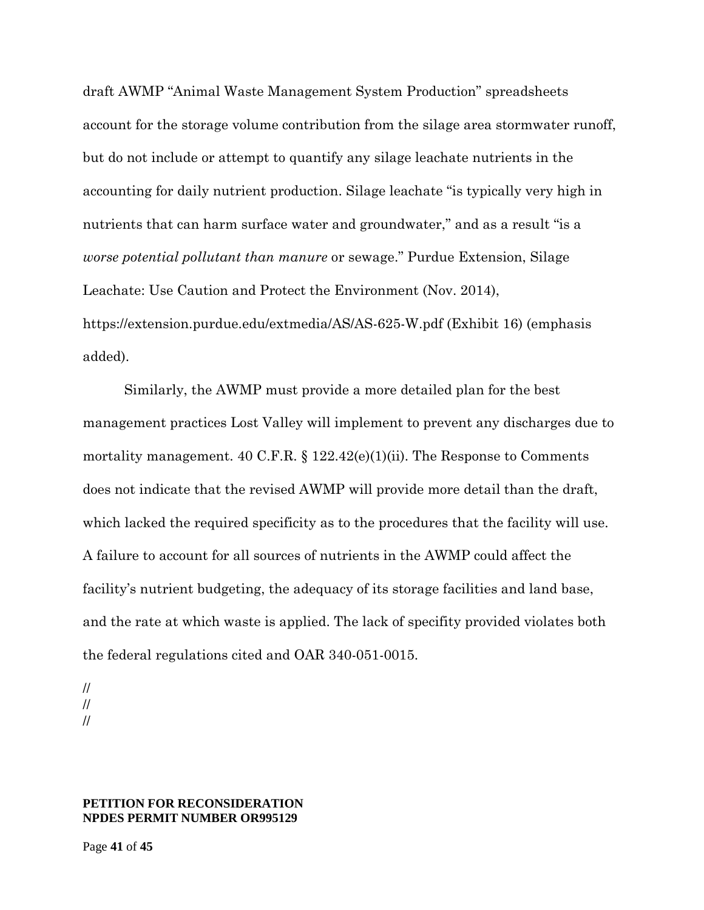draft AWMP "Animal Waste Management System Production" spreadsheets account for the storage volume contribution from the silage area stormwater runoff, but do not include or attempt to quantify any silage leachate nutrients in the accounting for daily nutrient production. Silage leachate "is typically very high in nutrients that can harm surface water and groundwater," and as a result "is a *worse potential pollutant than manure* or sewage." Purdue Extension, Silage Leachate: Use Caution and Protect the Environment (Nov. 2014), https://extension.purdue.edu/extmedia/AS/AS-625-W.pdf (Exhibit 16) (emphasis added).

Similarly, the AWMP must provide a more detailed plan for the best management practices Lost Valley will implement to prevent any discharges due to mortality management. 40 C.F.R. § 122.42(e)(1)(ii). The Response to Comments does not indicate that the revised AWMP will provide more detail than the draft, which lacked the required specificity as to the procedures that the facility will use. A failure to account for all sources of nutrients in the AWMP could affect the facility's nutrient budgeting, the adequacy of its storage facilities and land base, and the rate at which waste is applied. The lack of specifity provided violates both the federal regulations cited and OAR 340-051-0015.

//
//
//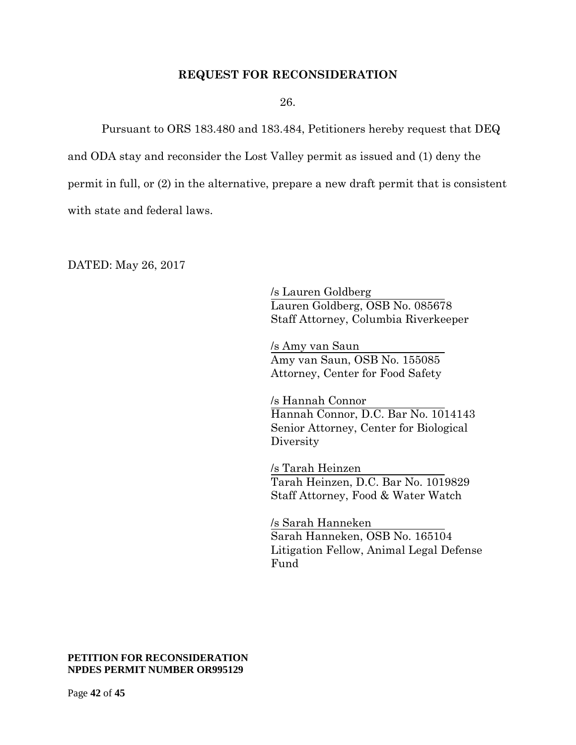## REQUEST FOR RECONSIDERATION

26.

Pursuant to ORS 183.480 and 183.484, Petitioners hereby request that DEQ and ODA stay and reconsider the Lost Valley permit as issued and (1) deny the permit in full, or (2) in the alternative, prepare a new draft permit that is consistent with state and federal laws.

DATED: May 26, 2017

/s Lauren Goldberg
Lauren Goldberg, OSB No. 085678
Staff Attorney, Columbia Riverkeeper

/s Amy van Saun
Amy van Saun, OSB No. 155085
Attorney, Center for Food Safety

/s Hannah Connor
Hannah Connor, D.C. Bar No. 1014143
Senior Attorney, Center for Biological Diversity

/s Tarah Heinzen
Tarah Heinzen, D.C. Bar No. 1019829
Staff Attorney, Food & Water Watch

/s Sarah Hanneken
Sarah Hanneken, OSB No. 165104
Litigation Fellow, Animal Legal Defense Fund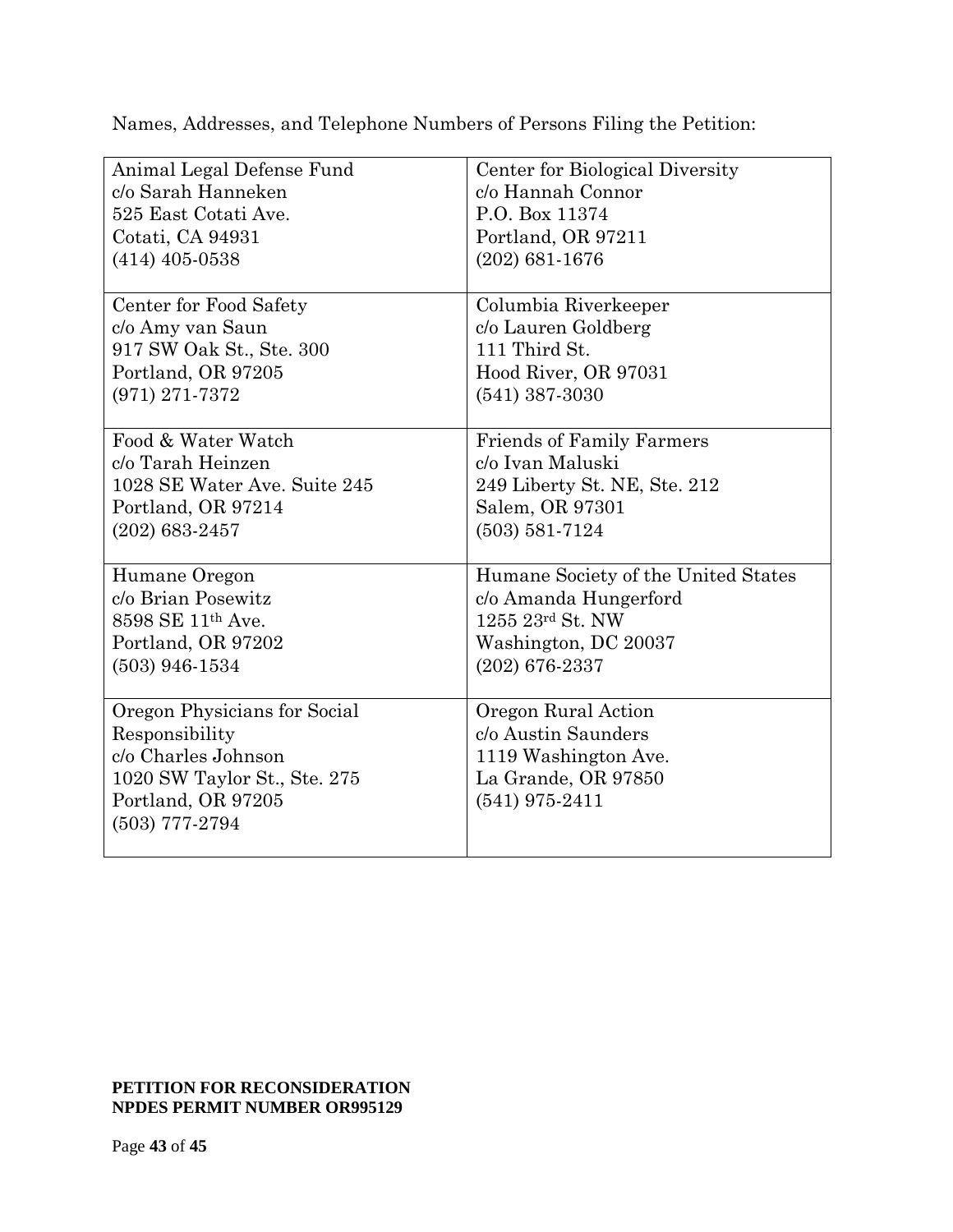Names, Addresses, and Telephone Numbers of Persons Filing the Petition:

| | |
|---|---|
| Animal Legal Defense Fund<br>c/o Sarah Hanneken<br>525 East Cotati Ave.<br>Cotati, CA 94931<br>(414) 405-0538 | Center for Biological Diversity<br>c/o Hannah Connor<br>P.O. Box 11374<br>Portland, OR 97211<br>(202) 681-1676 |
| Center for Food Safety<br>c/o Amy van Saun<br>917 SW Oak St., Ste. 300<br>Portland, OR 97205<br>(971) 271-7372 | Columbia Riverkeeper<br>c/o Lauren Goldberg<br>111 Third St.<br>Hood River, OR 97031<br>(541) 387-3030 |
| Food & Water Watch<br>c/o Tarah Heinzen<br>1028 SE Water Ave. Suite 245<br>Portland, OR 97214<br>(202) 683-2457 | Friends of Family Farmers<br>c/o Ivan Maluski<br>249 Liberty St. NE, Ste. 212<br>Salem, OR 97301<br>(503) 581-7124 |
| Humane Oregon<br>c/o Brian Posewitz<br>8598 SE 11th Ave.<br>Portland, OR 97202<br>(503) 946-1534 | Humane Society of the United States<br>c/o Amanda Hungerford<br>1255 23rd St. NW<br>Washington, DC 20037<br>(202) 676-2337 |
| Oregon Physicians for Social Responsibility<br>c/o Charles Johnson<br>1020 SW Taylor St., Ste. 275<br>Portland, OR 97205<br>(503) 777-2794 | Oregon Rural Action<br>c/o Austin Saunders<br>1119 Washington Ave.<br>La Grande, OR 97850<br>(541) 975-2411 |

**PETITION FOR RECONSIDERATION**
**NPDES PERMIT NUMBER OR995129**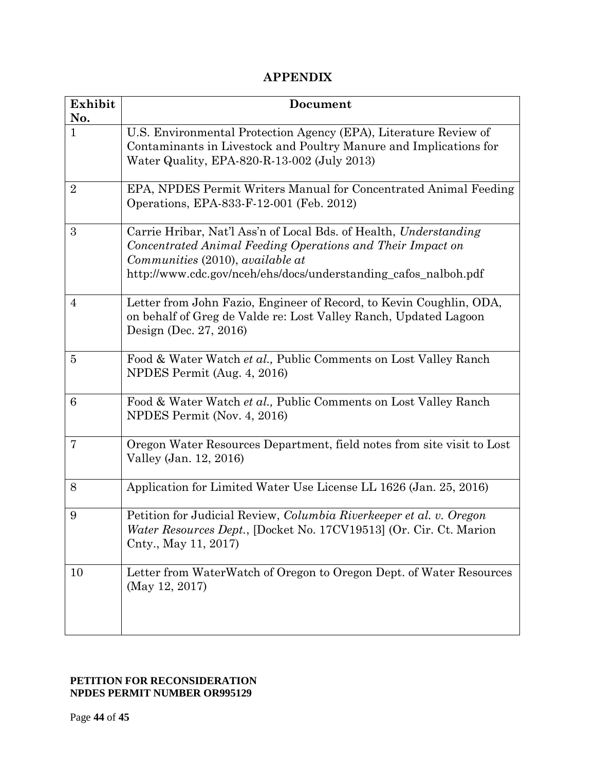# APPENDIX

| Exhibit No. | Document |
|---|---|
| 1 | U.S. Environmental Protection Agency (EPA), Literature Review of Contaminants in Livestock and Poultry Manure and Implications for Water Quality, EPA-820-R-13-002 (July 2013) |
| 2 | EPA, NPDES Permit Writers Manual for Concentrated Animal Feeding Operations, EPA-833-F-12-001 (Feb. 2012) |
| 3 | Carrie Hribar, Nat'l Ass'n of Local Bds. of Health, *Understanding Concentrated Animal Feeding Operations and Their Impact on Communities* (2010), *available at* http://www.cdc.gov/nceh/ehs/docs/understanding_cafos_nalboh.pdf |
| 4 | Letter from John Fazio, Engineer of Record, to Kevin Coughlin, ODA, on behalf of Greg de Valde re: Lost Valley Ranch, Updated Lagoon Design (Dec. 27, 2016) |
| 5 | Food & Water Watch *et al.,* Public Comments on Lost Valley Ranch NPDES Permit (Aug. 4, 2016) |
| 6 | Food & Water Watch *et al.,* Public Comments on Lost Valley Ranch NPDES Permit (Nov. 4, 2016) |
| 7 | Oregon Water Resources Department, field notes from site visit to Lost Valley (Jan. 12, 2016) |
| 8 | Application for Limited Water Use License LL 1626 (Jan. 25, 2016) |
| 9 | Petition for Judicial Review, *Columbia Riverkeeper et al. v. Oregon Water Resources Dept.*, [Docket No. 17CV19513] (Or. Cir. Ct. Marion Cnty., May 11, 2017) |
| 10 | Letter from WaterWatch of Oregon to Oregon Dept. of Water Resources (May 12, 2017) |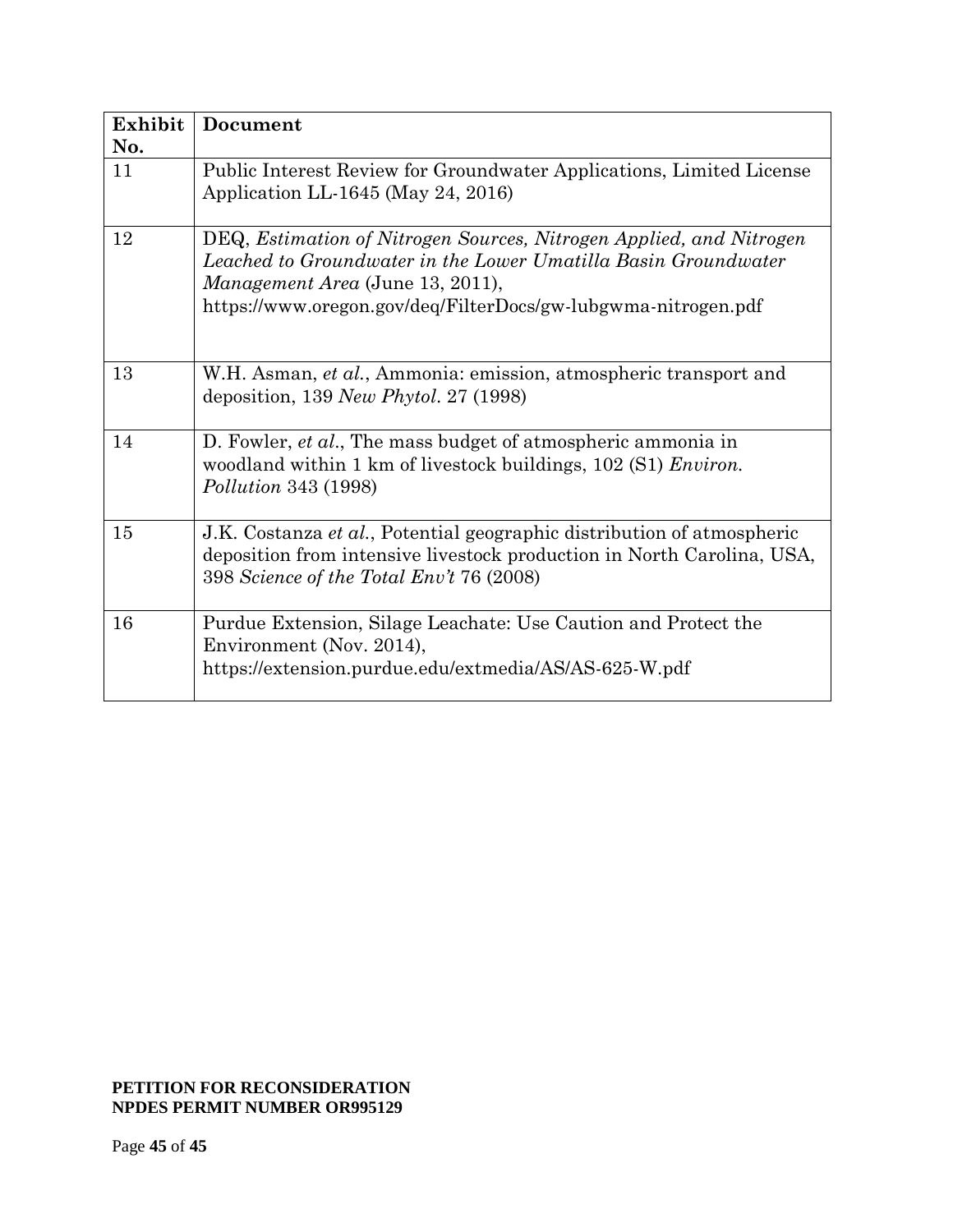| Exhibit No. | Document |
|---|---|
| 11 | Public Interest Review for Groundwater Applications, Limited License Application LL-1645 (May 24, 2016) |
| 12 | DEQ, *Estimation of Nitrogen Sources, Nitrogen Applied, and Nitrogen Leached to Groundwater in the Lower Umatilla Basin Groundwater Management Area* (June 13, 2011), https://www.oregon.gov/deq/FilterDocs/gw-lubgwma-nitrogen.pdf |
| 13 | W.H. Asman, *et al.*, Ammonia: emission, atmospheric transport and deposition, 139 *New Phytol.* 27 (1998) |
| 14 | D. Fowler, *et al.*, The mass budget of atmospheric ammonia in woodland within 1 km of livestock buildings, 102 (S1) *Environ. Pollution* 343 (1998) |
| 15 | J.K. Costanza *et al.*, Potential geographic distribution of atmospheric deposition from intensive livestock production in North Carolina, USA, 398 *Science of the Total Env't* 76 (2008) |
| 16 | Purdue Extension, Silage Leachate: Use Caution and Protect the Environment (Nov. 2014), https://extension.purdue.edu/extmedia/AS/AS-625-W.pdf |

**PETITION FOR RECONSIDERATION**
**NPDES PERMIT NUMBER OR995129**